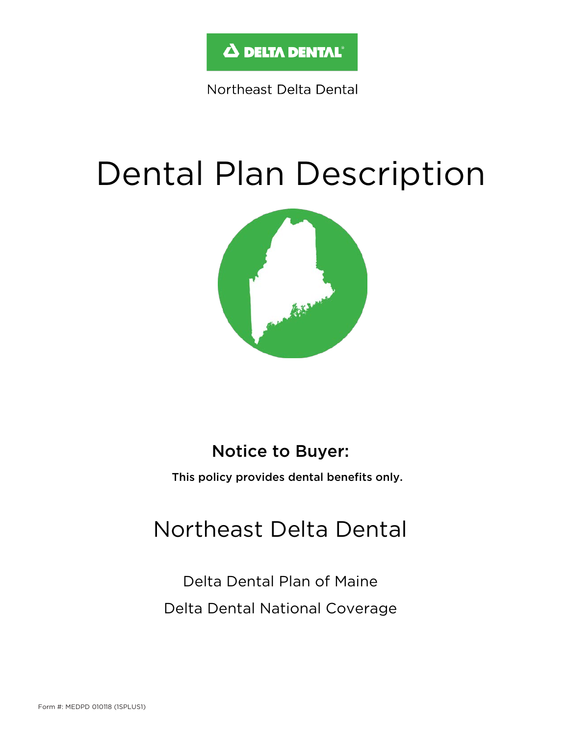DELTA DENTAL

Northeast Delta Dental

# Dental Plan Description

## Notice to Buyer:

**This policy provides dental benefits only.**

## Northeast Delta Dental

Delta Dental Plan of Maine

Delta Dental National Coverage

Form #: MEDPD 010118 (1SPLUS1)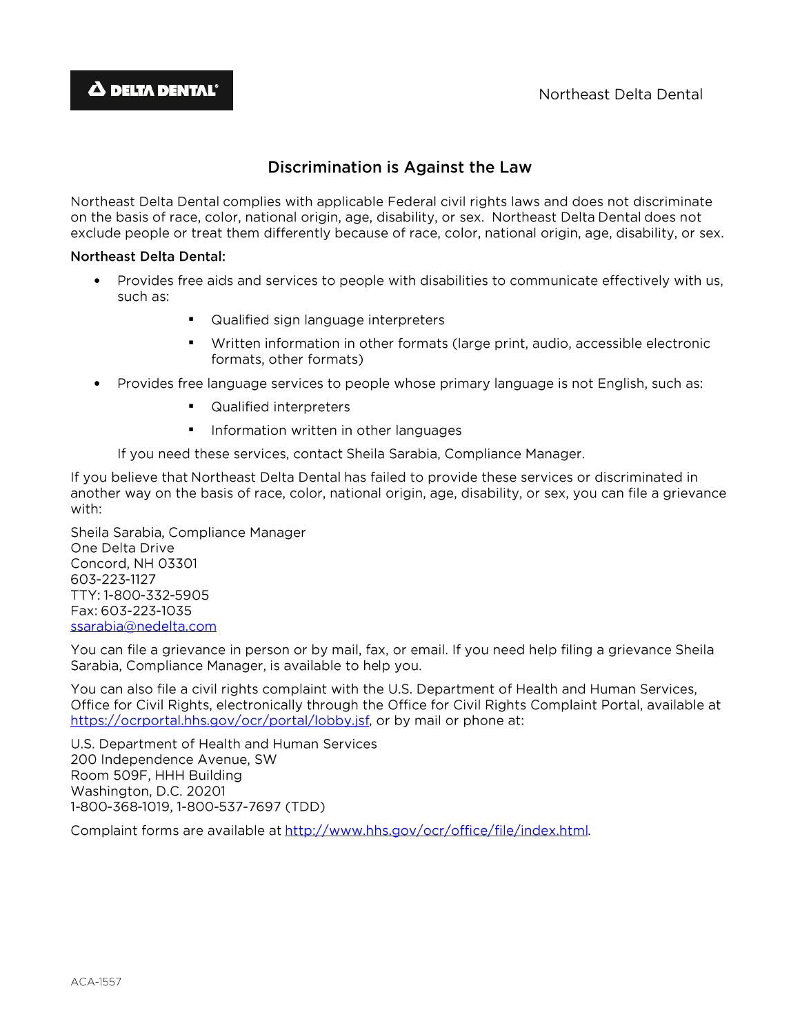DELTA DENTAL

Northeast Delta Dental

# Discrimination is Against the Law

Northeast Delta Dental complies with applicable Federal civil rights laws and does not discriminate on the basis of race, color, national origin, age, disability, or sex. Northeast Delta Dental does not exclude people or treat them differently because of race, color, national origin, age, disability, or sex.

**Northeast Delta Dental:**

- Provides free aids and services to people with disabilities to communicate effectively with us, such as:
  - Qualified sign language interpreters
  - Written information in other formats (large print, audio, accessible electronic formats, other formats)
- Provides free language services to people whose primary language is not English, such as:
  - Qualified interpreters
  - Information written in other languages

  If you need these services, contact Sheila Sarabia, Compliance Manager.

If you believe that Northeast Delta Dental has failed to provide these services or discriminated in another way on the basis of race, color, national origin, age, disability, or sex, you can file a grievance with:

Sheila Sarabia, Compliance Manager
One Delta Drive
Concord, NH 03301
603-223-1127
TTY: 1-800-332-5905
Fax: 603-223-1035
ssarabia@nedelta.com

You can file a grievance in person or by mail, fax, or email. If you need help filing a grievance Sheila Sarabia, Compliance Manager, is available to help you.

You can also file a civil rights complaint with the U.S. Department of Health and Human Services, Office for Civil Rights, electronically through the Office for Civil Rights Complaint Portal, available at https://ocrportal.hhs.gov/ocr/portal/lobby.jsf, or by mail or phone at:

U.S. Department of Health and Human Services
200 Independence Avenue, SW
Room 509F, HHH Building
Washington, D.C. 20201
1-800-368-1019, 1-800-537-7697 (TDD)

Complaint forms are available at http://www.hhs.gov/ocr/office/file/index.html.

ACA-1557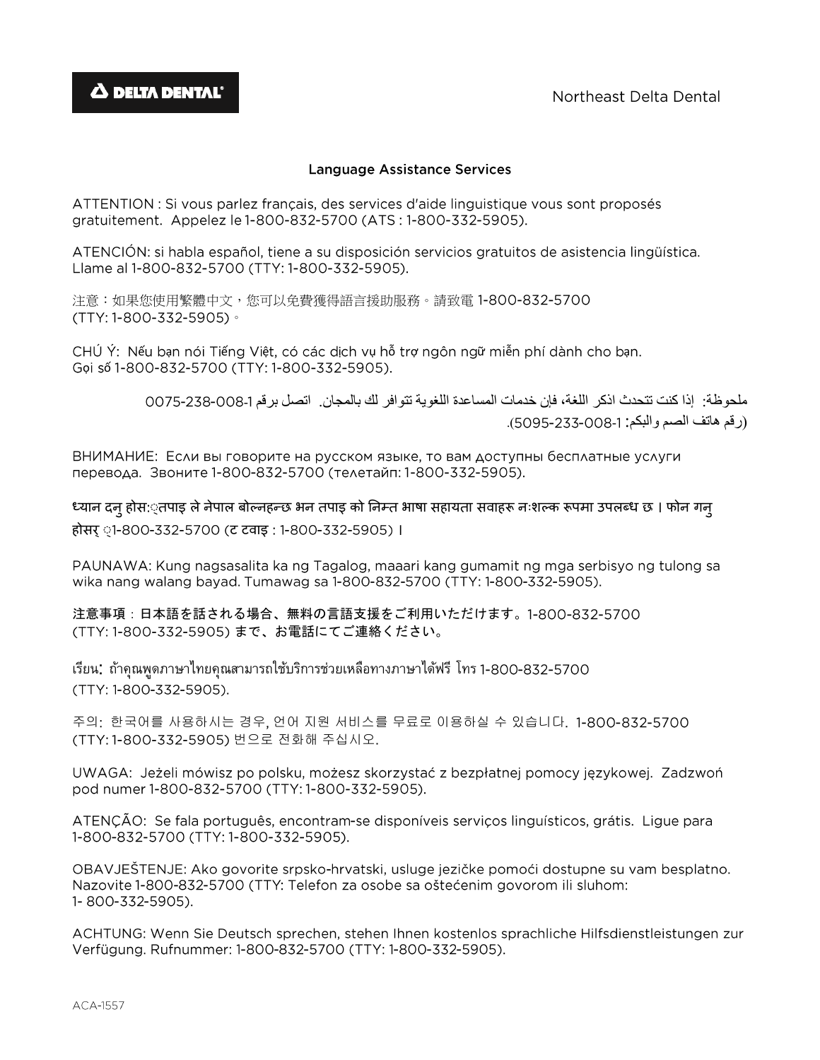Northeast Delta Dental

## Language Assistance Services

ATTENTION : Si vous parlez français, des services d'aide linguistique vous sont proposés gratuitement. Appelez le 1-800-832-5700 (ATS : 1-800-332-5905).

ATENCIÓN: si habla español, tiene a su disposición servicios gratuitos de asistencia lingüística. Llame al 1-800-832-5700 (TTY: 1-800-332-5905).

注意：如果您使用繁體中文，您可以免費獲得語言援助服務。請致電 1-800-832-5700 (TTY: 1-800-332-5905)。

CHÚ Ý: Nếu bạn nói Tiếng Việt, có các dịch vụ hỗ trợ ngôn ngữ miễn phí dành cho bạn. Gọi số 1-800-832-5700 (TTY: 1-800-332-5905).

ملحوظة: إذا كنت تتحدث اذكر اللغة، فإن خدمات المساعدة اللغوية تتوافر لك بالمجان. اتصل برقم 1-800-832-5700 (رقم هاتف الصم والبكم: 1-800-332-5905).

ВНИМАНИЕ: Если вы говорите на русском языке, то вам доступны бесплатные услуги перевода. Звоните 1-800-832-5700 (телетайп: 1-800-332-5905).

ध्यान दनु होस:ृतपाइ ले नेपाल बोल्नहन्छ भन तपाइ को निम्त भाषा सहायता सवाहरू नःशल्क रूपमा उपलब्ध छ । फोन गनु होसर् ृ1-800-332-5700 (ट टवाइ : 1-800-332-5905) ।

PAUNAWA: Kung nagsasalita ka ng Tagalog, maaari kang gumamit ng mga serbisyo ng tulong sa wika nang walang bayad. Tumawag sa 1-800-832-5700 (TTY: 1-800-332-5905).

注意事項：日本語を話される場合、無料の言語支援をご利用いただけます。1-800-832-5700 (TTY: 1-800-332-5905) まで、お電話にてご連絡ください。

เรียน: ถ้าคุณพูดภาษาไทยคุณสามารถใช้บริการช่วยเหลือทางภาษาได้ฟรี โทร 1-800-832-5700 (TTY: 1-800-332-5905).

주의: 한국어를 사용하시는 경우, 언어 지원 서비스를 무료로 이용하실 수 있습니다. 1-800-832-5700 (TTY: 1-800-332-5905) 번으로 전화해 주십시오.

UWAGA: Jeżeli mówisz po polsku, możesz skorzystać z bezpłatnej pomocy językowej. Zadzwoń pod numer 1-800-832-5700 (TTY: 1-800-332-5905).

ATENÇÃO: Se fala português, encontram-se disponíveis serviços linguísticos, grátis. Ligue para 1-800-832-5700 (TTY: 1-800-332-5905).

OBAVJEŠTENJE: Ako govorite srpsko-hrvatski, usluge jezičke pomoći dostupne su vam besplatno. Nazovite 1-800-832-5700 (TTY: Telefon za osobe sa oštećenim govorom ili sluhom: 1- 800-332-5905).

ACHTUNG: Wenn Sie Deutsch sprechen, stehen Ihnen kostenlos sprachliche Hilfsdienstleistungen zur Verfügung. Rufnummer: 1-800-832-5700 (TTY: 1-800-332-5905).

ACA-1557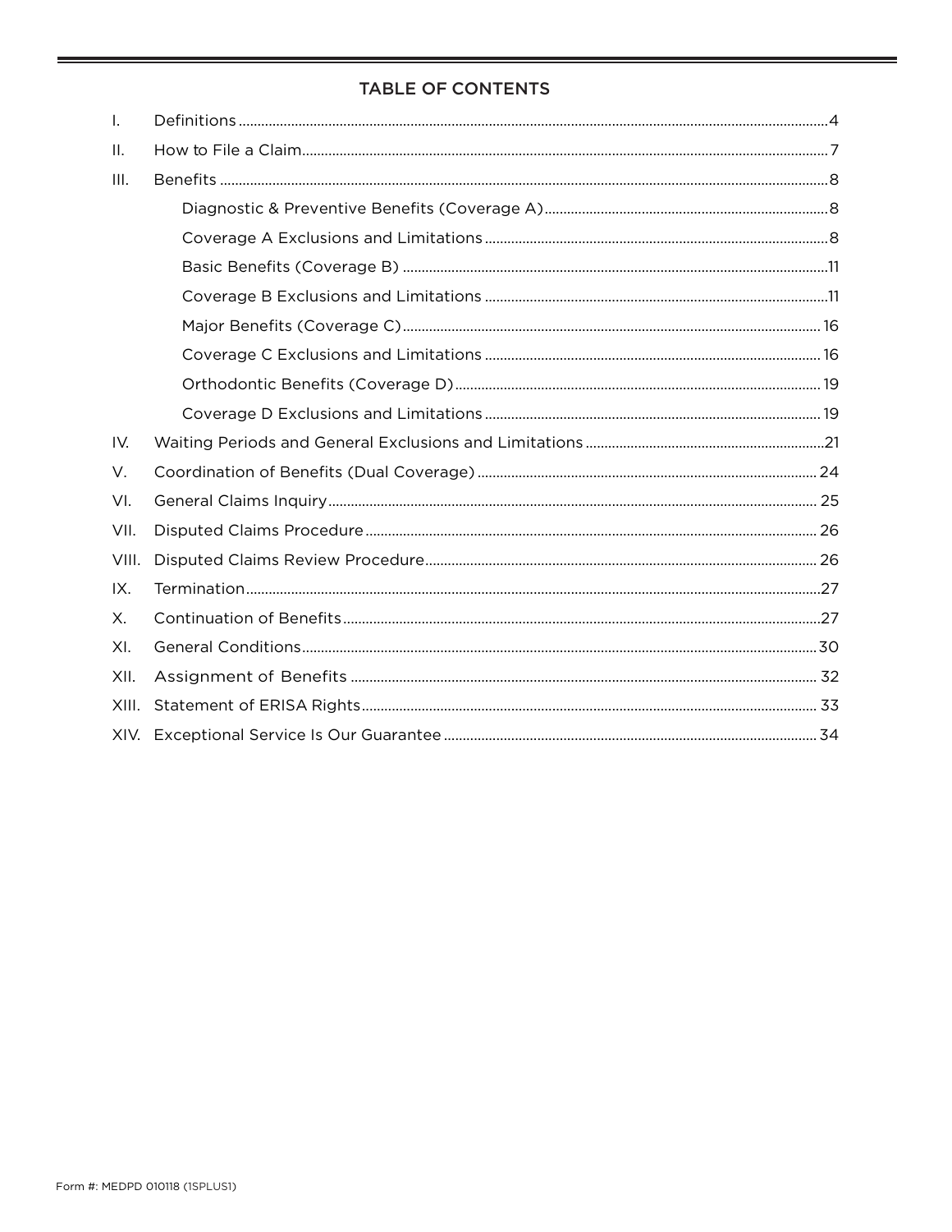## TABLE OF CONTENTS

- I. Definitions ... 4
- II. How to File a Claim ... 7
- III. Benefits ... 8
  - Diagnostic & Preventive Benefits (Coverage A) ... 8
  - Coverage A Exclusions and Limitations ... 8
  - Basic Benefits (Coverage B) ... 11
  - Coverage B Exclusions and Limitations ... 11
  - Major Benefits (Coverage C) ... 16
  - Coverage C Exclusions and Limitations ... 16
  - Orthodontic Benefits (Coverage D) ... 19
  - Coverage D Exclusions and Limitations ... 19
- IV. Waiting Periods and General Exclusions and Limitations ... 21
- V. Coordination of Benefits (Dual Coverage) ... 24
- VI. General Claims Inquiry ... 25
- VII. Disputed Claims Procedure ... 26
- VIII. Disputed Claims Review Procedure ... 26
- IX. Termination ... 27
- X. Continuation of Benefits ... 27
- XI. General Conditions ... 30
- XII. Assignment of Benefits ... 32
- XIII. Statement of ERISA Rights ... 33
- XIV. Exceptional Service Is Our Guarantee ... 34

Form #: MEDPD 010118 (1SPLUS1)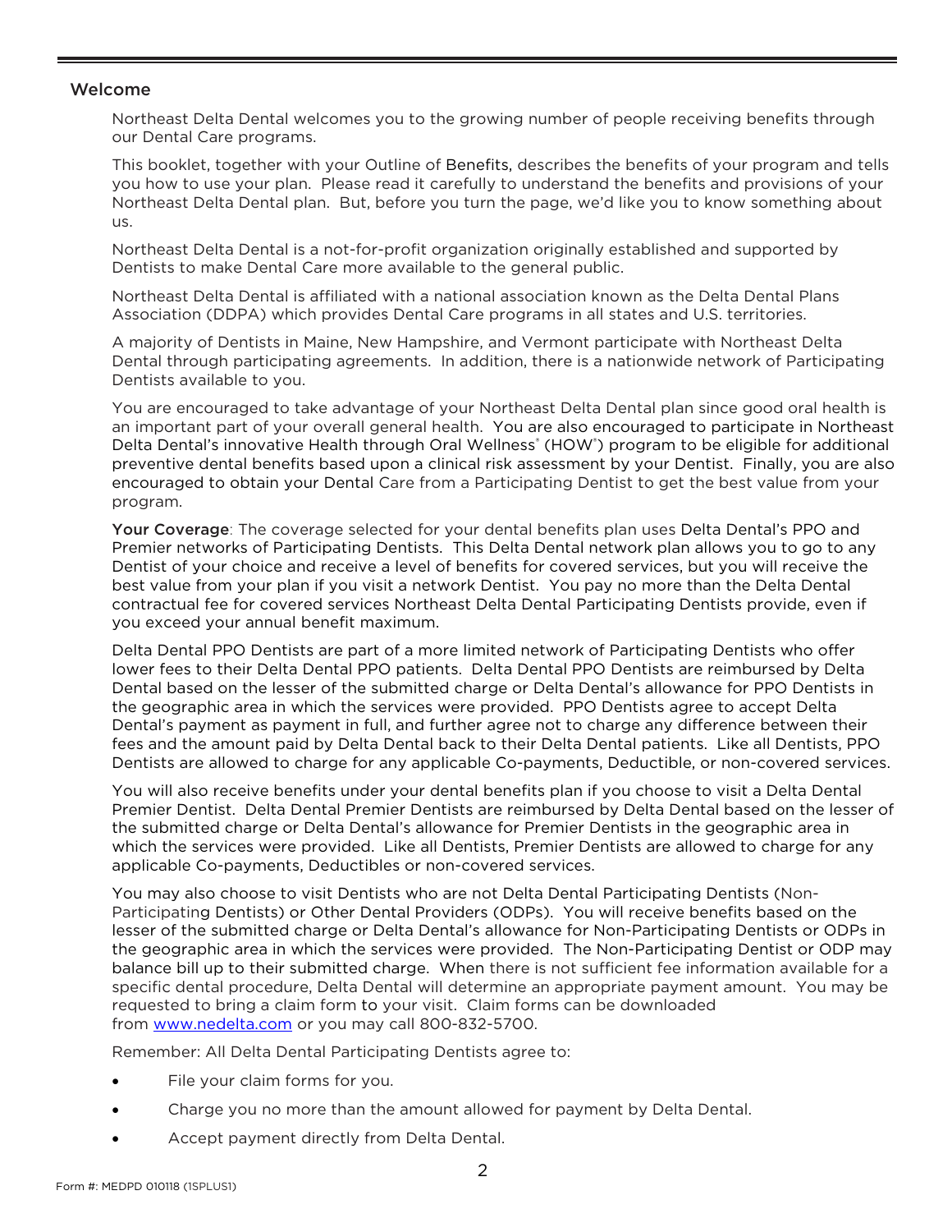## Welcome

Northeast Delta Dental welcomes you to the growing number of people receiving benefits through our Dental Care programs.

This booklet, together with your Outline of Benefits, describes the benefits of your program and tells you how to use your plan. Please read it carefully to understand the benefits and provisions of your Northeast Delta Dental plan. But, before you turn the page, we'd like you to know something about us.

Northeast Delta Dental is a not-for-profit organization originally established and supported by Dentists to make Dental Care more available to the general public.

Northeast Delta Dental is affiliated with a national association known as the Delta Dental Plans Association (DDPA) which provides Dental Care programs in all states and U.S. territories.

A majority of Dentists in Maine, New Hampshire, and Vermont participate with Northeast Delta Dental through participating agreements. In addition, there is a nationwide network of Participating Dentists available to you.

You are encouraged to take advantage of your Northeast Delta Dental plan since good oral health is an important part of your overall general health. You are also encouraged to participate in Northeast Delta Dental's innovative Health through Oral Wellness® (HOW®) program to be eligible for additional preventive dental benefits based upon a clinical risk assessment by your Dentist. Finally, you are also encouraged to obtain your Dental Care from a Participating Dentist to get the best value from your program.

**Your Coverage**: The coverage selected for your dental benefits plan uses Delta Dental's PPO and Premier networks of Participating Dentists. This Delta Dental network plan allows you to go to any Dentist of your choice and receive a level of benefits for covered services, but you will receive the best value from your plan if you visit a network Dentist. You pay no more than the Delta Dental contractual fee for covered services Northeast Delta Dental Participating Dentists provide, even if you exceed your annual benefit maximum.

Delta Dental PPO Dentists are part of a more limited network of Participating Dentists who offer lower fees to their Delta Dental PPO patients. Delta Dental PPO Dentists are reimbursed by Delta Dental based on the lesser of the submitted charge or Delta Dental's allowance for PPO Dentists in the geographic area in which the services were provided. PPO Dentists agree to accept Delta Dental's payment as payment in full, and further agree not to charge any difference between their fees and the amount paid by Delta Dental back to their Delta Dental patients. Like all Dentists, PPO Dentists are allowed to charge for any applicable Co-payments, Deductible, or non-covered services.

You will also receive benefits under your dental benefits plan if you choose to visit a Delta Dental Premier Dentist. Delta Dental Premier Dentists are reimbursed by Delta Dental based on the lesser of the submitted charge or Delta Dental's allowance for Premier Dentists in the geographic area in which the services were provided. Like all Dentists, Premier Dentists are allowed to charge for any applicable Co-payments, Deductibles or non-covered services.

You may also choose to visit Dentists who are not Delta Dental Participating Dentists (Non-Participating Dentists) or Other Dental Providers (ODPs). You will receive benefits based on the lesser of the submitted charge or Delta Dental's allowance for Non-Participating Dentists or ODPs in the geographic area in which the services were provided. The Non-Participating Dentist or ODP may balance bill up to their submitted charge. When there is not sufficient fee information available for a specific dental procedure, Delta Dental will determine an appropriate payment amount. You may be requested to bring a claim form to your visit. Claim forms can be downloaded from [www.nedelta.com](http://www.nedelta.com) or you may call 800-832-5700.

Remember: All Delta Dental Participating Dentists agree to:

- File your claim forms for you.
- Charge you no more than the amount allowed for payment by Delta Dental.
- Accept payment directly from Delta Dental.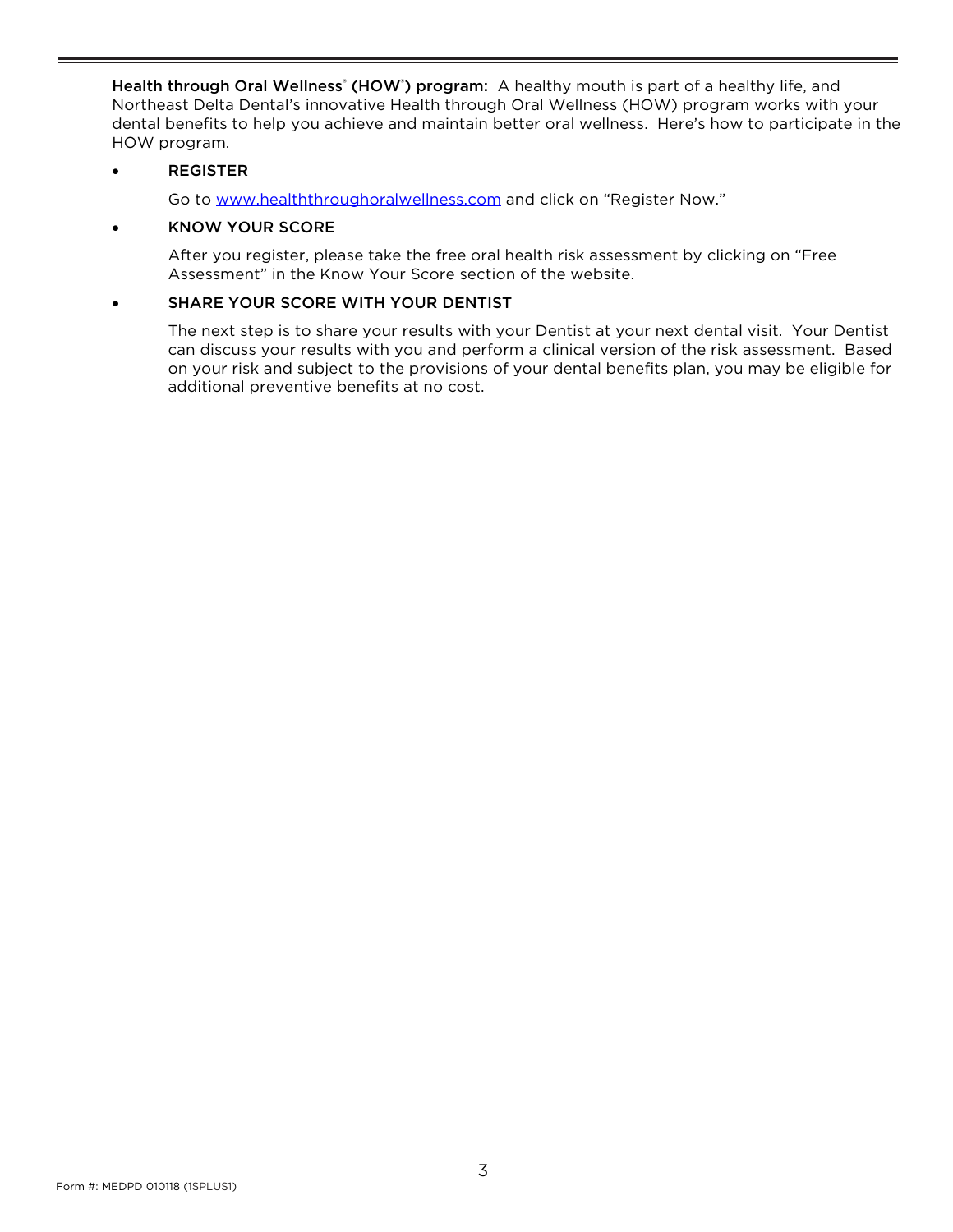**Health through Oral Wellness® (HOW®) program:** A healthy mouth is part of a healthy life, and Northeast Delta Dental's innovative Health through Oral Wellness (HOW) program works with your dental benefits to help you achieve and maintain better oral wellness. Here's how to participate in the HOW program.

- **REGISTER**

  Go to [www.healththroughoralwellness.com](http://www.healththroughoralwellness.com) and click on "Register Now."

- **KNOW YOUR SCORE**

  After you register, please take the free oral health risk assessment by clicking on "Free Assessment" in the Know Your Score section of the website.

- **SHARE YOUR SCORE WITH YOUR DENTIST**

  The next step is to share your results with your Dentist at your next dental visit. Your Dentist can discuss your results with you and perform a clinical version of the risk assessment. Based on your risk and subject to the provisions of your dental benefits plan, you may be eligible for additional preventive benefits at no cost.

Form #: MEDPD 010118 (1SPLUS1)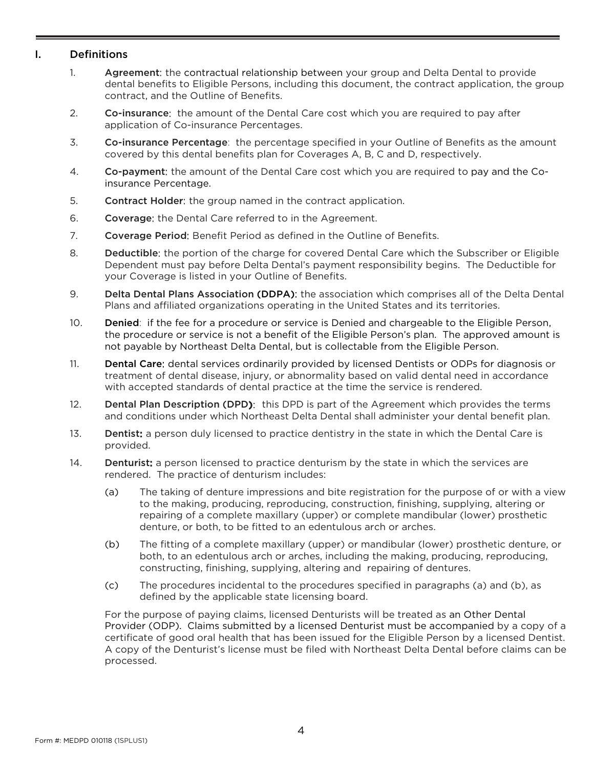## I. Definitions

1. **Agreement**: the contractual relationship between your group and Delta Dental to provide dental benefits to Eligible Persons, including this document, the contract application, the group contract, and the Outline of Benefits.

2. **Co-insurance**: the amount of the Dental Care cost which you are required to pay after application of Co-insurance Percentages.

3. **Co-insurance Percentage**: the percentage specified in your Outline of Benefits as the amount covered by this dental benefits plan for Coverages A, B, C and D, respectively.

4. **Co-payment**: the amount of the Dental Care cost which you are required to pay and the Co-insurance Percentage.

5. **Contract Holder**: the group named in the contract application.

6. **Coverage**: the Dental Care referred to in the Agreement.

7. **Coverage Period**: Benefit Period as defined in the Outline of Benefits.

8. **Deductible**: the portion of the charge for covered Dental Care which the Subscriber or Eligible Dependent must pay before Delta Dental's payment responsibility begins. The Deductible for your Coverage is listed in your Outline of Benefits.

9. **Delta Dental Plans Association (DDPA)**: the association which comprises all of the Delta Dental Plans and affiliated organizations operating in the United States and its territories.

10. **Denied**: if the fee for a procedure or service is Denied and chargeable to the Eligible Person, the procedure or service is not a benefit of the Eligible Person's plan. The approved amount is not payable by Northeast Delta Dental, but is collectable from the Eligible Person.

11. **Dental Care**: dental services ordinarily provided by licensed Dentists or ODPs for diagnosis or treatment of dental disease, injury, or abnormality based on valid dental need in accordance with accepted standards of dental practice at the time the service is rendered.

12. **Dental Plan Description (DPD)**: this DPD is part of the Agreement which provides the terms and conditions under which Northeast Delta Dental shall administer your dental benefit plan.

13. **Dentist**: a person duly licensed to practice dentistry in the state in which the Dental Care is provided.

14. **Denturist**: a person licensed to practice denturism by the state in which the services are rendered. The practice of denturism includes:

    (a) The taking of denture impressions and bite registration for the purpose of or with a view to the making, producing, reproducing, construction, finishing, supplying, altering or repairing of a complete maxillary (upper) or complete mandibular (lower) prosthetic denture, or both, to be fitted to an edentulous arch or arches.

    (b) The fitting of a complete maxillary (upper) or mandibular (lower) prosthetic denture, or both, to an edentulous arch or arches, including the making, producing, reproducing, constructing, finishing, supplying, altering and repairing of dentures.

    (c) The procedures incidental to the procedures specified in paragraphs (a) and (b), as defined by the applicable state licensing board.

    For the purpose of paying claims, licensed Denturists will be treated as an Other Dental Provider (ODP). Claims submitted by a licensed Denturist must be accompanied by a copy of a certificate of good oral health that has been issued for the Eligible Person by a licensed Dentist. A copy of the Denturist's license must be filed with Northeast Delta Dental before claims can be processed.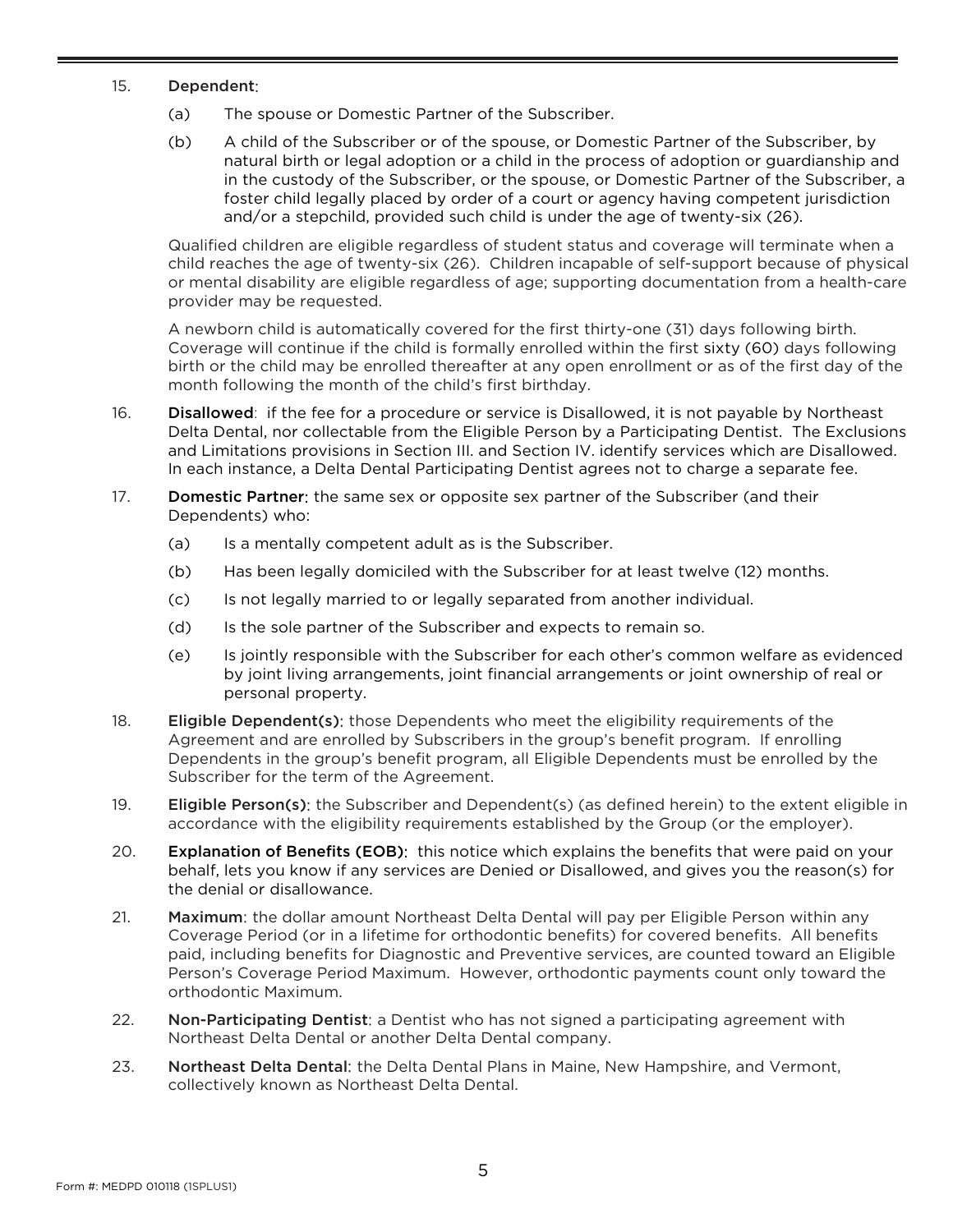15. **Dependent**:

    (a) The spouse or Domestic Partner of the Subscriber.

    (b) A child of the Subscriber or of the spouse, or Domestic Partner of the Subscriber, by natural birth or legal adoption or a child in the process of adoption or guardianship and in the custody of the Subscriber, or the spouse, or Domestic Partner of the Subscriber, a foster child legally placed by order of a court or agency having competent jurisdiction and/or a stepchild, provided such child is under the age of twenty-six (26).

    Qualified children are eligible regardless of student status and coverage will terminate when a child reaches the age of twenty-six (26). Children incapable of self-support because of physical or mental disability are eligible regardless of age; supporting documentation from a health-care provider may be requested.

    A newborn child is automatically covered for the first thirty-one (31) days following birth. Coverage will continue if the child is formally enrolled within the first sixty (60) days following birth or the child may be enrolled thereafter at any open enrollment or as of the first day of the month following the month of the child's first birthday.

16. **Disallowed**: if the fee for a procedure or service is Disallowed, it is not payable by Northeast Delta Dental, nor collectable from the Eligible Person by a Participating Dentist. The Exclusions and Limitations provisions in Section III. and Section IV. identify services which are Disallowed. In each instance, a Delta Dental Participating Dentist agrees not to charge a separate fee.

17. **Domestic Partner**: the same sex or opposite sex partner of the Subscriber (and their Dependents) who:

    (a) Is a mentally competent adult as is the Subscriber.

    (b) Has been legally domiciled with the Subscriber for at least twelve (12) months.

    (c) Is not legally married to or legally separated from another individual.

    (d) Is the sole partner of the Subscriber and expects to remain so.

    (e) Is jointly responsible with the Subscriber for each other's common welfare as evidenced by joint living arrangements, joint financial arrangements or joint ownership of real or personal property.

18. **Eligible Dependent(s)**: those Dependents who meet the eligibility requirements of the Agreement and are enrolled by Subscribers in the group's benefit program. If enrolling Dependents in the group's benefit program, all Eligible Dependents must be enrolled by the Subscriber for the term of the Agreement.

19. **Eligible Person(s)**: the Subscriber and Dependent(s) (as defined herein) to the extent eligible in accordance with the eligibility requirements established by the Group (or the employer).

20. **Explanation of Benefits (EOB)**: this notice which explains the benefits that were paid on your behalf, lets you know if any services are Denied or Disallowed, and gives you the reason(s) for the denial or disallowance.

21. **Maximum**: the dollar amount Northeast Delta Dental will pay per Eligible Person within any Coverage Period (or in a lifetime for orthodontic benefits) for covered benefits. All benefits paid, including benefits for Diagnostic and Preventive services, are counted toward an Eligible Person's Coverage Period Maximum. However, orthodontic payments count only toward the orthodontic Maximum.

22. **Non-Participating Dentist**: a Dentist who has not signed a participating agreement with Northeast Delta Dental or another Delta Dental company.

23. **Northeast Delta Dental**: the Delta Dental Plans in Maine, New Hampshire, and Vermont, collectively known as Northeast Delta Dental.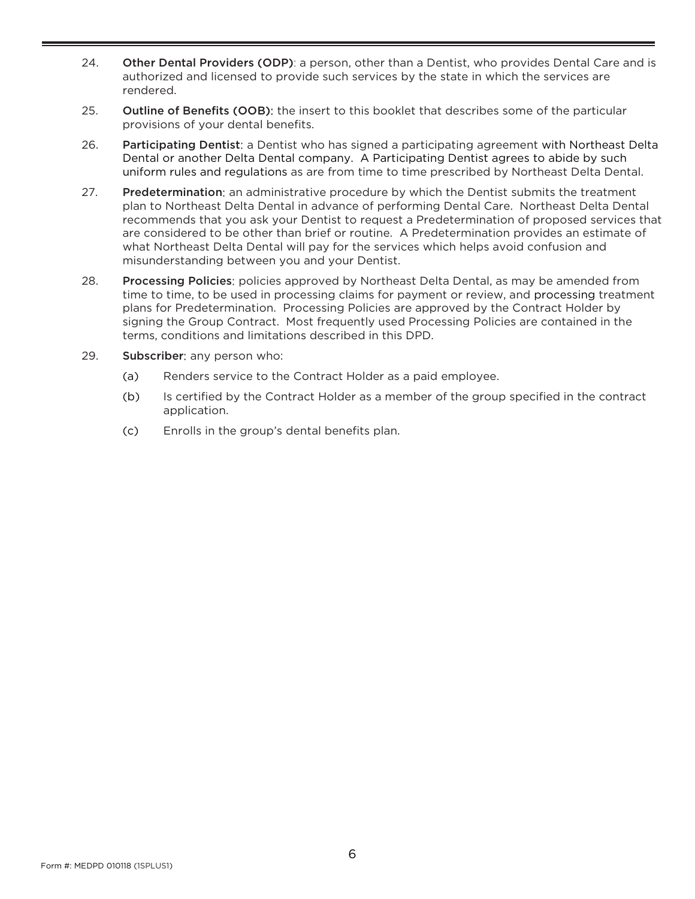24. **Other Dental Providers (ODP)**: a person, other than a Dentist, who provides Dental Care and is authorized and licensed to provide such services by the state in which the services are rendered.

25. **Outline of Benefits (OOB)**: the insert to this booklet that describes some of the particular provisions of your dental benefits.

26. **Participating Dentist**: a Dentist who has signed a participating agreement with Northeast Delta Dental or another Delta Dental company. A Participating Dentist agrees to abide by such uniform rules and regulations as are from time to time prescribed by Northeast Delta Dental.

27. **Predetermination**: an administrative procedure by which the Dentist submits the treatment plan to Northeast Delta Dental in advance of performing Dental Care. Northeast Delta Dental recommends that you ask your Dentist to request a Predetermination of proposed services that are considered to be other than brief or routine. A Predetermination provides an estimate of what Northeast Delta Dental will pay for the services which helps avoid confusion and misunderstanding between you and your Dentist.

28. **Processing Policies**: policies approved by Northeast Delta Dental, as may be amended from time to time, to be used in processing claims for payment or review, and processing treatment plans for Predetermination. Processing Policies are approved by the Contract Holder by signing the Group Contract. Most frequently used Processing Policies are contained in the terms, conditions and limitations described in this DPD.

29. **Subscriber**: any person who:

    (a) Renders service to the Contract Holder as a paid employee.

    (b) Is certified by the Contract Holder as a member of the group specified in the contract application.

    (c) Enrolls in the group's dental benefits plan.

Form #: MEDPD 010118 (1SPLUS1)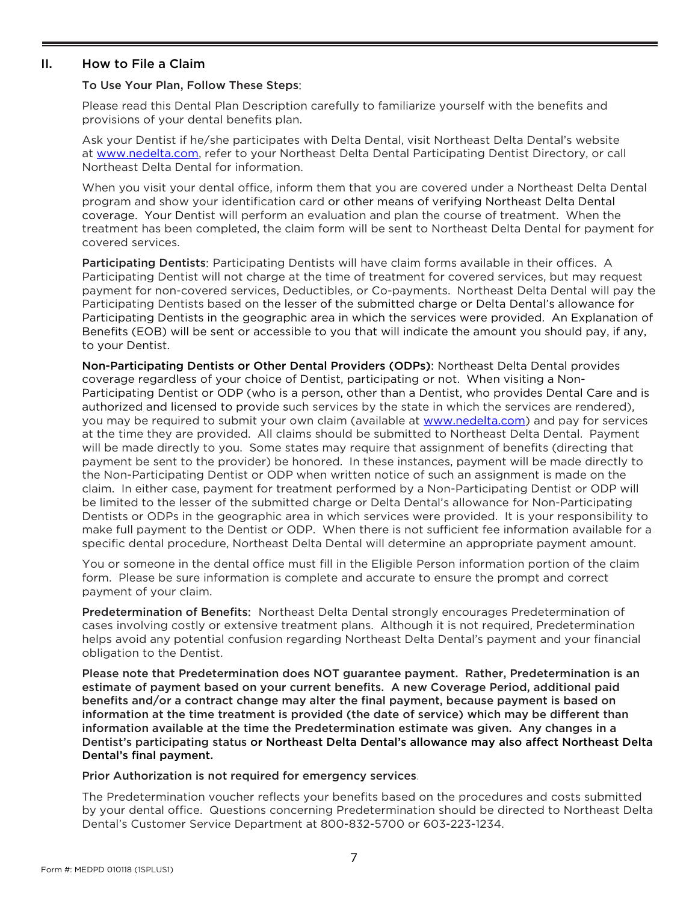## II. How to File a Claim

**To Use Your Plan, Follow These Steps**:

Please read this Dental Plan Description carefully to familiarize yourself with the benefits and provisions of your dental benefits plan.

Ask your Dentist if he/she participates with Delta Dental, visit Northeast Delta Dental's website at www.nedelta.com, refer to your Northeast Delta Dental Participating Dentist Directory, or call Northeast Delta Dental for information.

When you visit your dental office, inform them that you are covered under a Northeast Delta Dental program and show your identification card or other means of verifying Northeast Delta Dental coverage. Your Dentist will perform an evaluation and plan the course of treatment. When the treatment has been completed, the claim form will be sent to Northeast Delta Dental for payment for covered services.

**Participating Dentists**: Participating Dentists will have claim forms available in their offices. A Participating Dentist will not charge at the time of treatment for covered services, but may request payment for non-covered services, Deductibles, or Co-payments. Northeast Delta Dental will pay the Participating Dentists based on the lesser of the submitted charge or Delta Dental's allowance for Participating Dentists in the geographic area in which the services were provided. An Explanation of Benefits (EOB) will be sent or accessible to you that will indicate the amount you should pay, if any, to your Dentist.

**Non-Participating Dentists or Other Dental Providers (ODPs)**: Northeast Delta Dental provides coverage regardless of your choice of Dentist, participating or not. When visiting a Non-Participating Dentist or ODP (who is a person, other than a Dentist, who provides Dental Care and is authorized and licensed to provide such services by the state in which the services are rendered), you may be required to submit your own claim (available at www.nedelta.com) and pay for services at the time they are provided. All claims should be submitted to Northeast Delta Dental. Payment will be made directly to you. Some states may require that assignment of benefits (directing that payment be sent to the provider) be honored. In these instances, payment will be made directly to the Non-Participating Dentist or ODP when written notice of such an assignment is made on the claim. In either case, payment for treatment performed by a Non-Participating Dentist or ODP will be limited to the lesser of the submitted charge or Delta Dental's allowance for Non-Participating Dentists or ODPs in the geographic area in which services were provided. It is your responsibility to make full payment to the Dentist or ODP. When there is not sufficient fee information available for a specific dental procedure, Northeast Delta Dental will determine an appropriate payment amount.

You or someone in the dental office must fill in the Eligible Person information portion of the claim form. Please be sure information is complete and accurate to ensure the prompt and correct payment of your claim.

**Predetermination of Benefits:** Northeast Delta Dental strongly encourages Predetermination of cases involving costly or extensive treatment plans. Although it is not required, Predetermination helps avoid any potential confusion regarding Northeast Delta Dental's payment and your financial obligation to the Dentist.

**Please note that Predetermination does NOT guarantee payment. Rather, Predetermination is an estimate of payment based on your current benefits. A new Coverage Period, additional paid benefits and/or a contract change may alter the final payment, because payment is based on information at the time treatment is provided (the date of service) which may be different than information available at the time the Predetermination estimate was given. Any changes in a Dentist's participating status or Northeast Delta Dental's allowance may also affect Northeast Delta Dental's final payment.**

**Prior Authorization is not required for emergency services**.

The Predetermination voucher reflects your benefits based on the procedures and costs submitted by your dental office. Questions concerning Predetermination should be directed to Northeast Delta Dental's Customer Service Department at 800-832-5700 or 603-223-1234.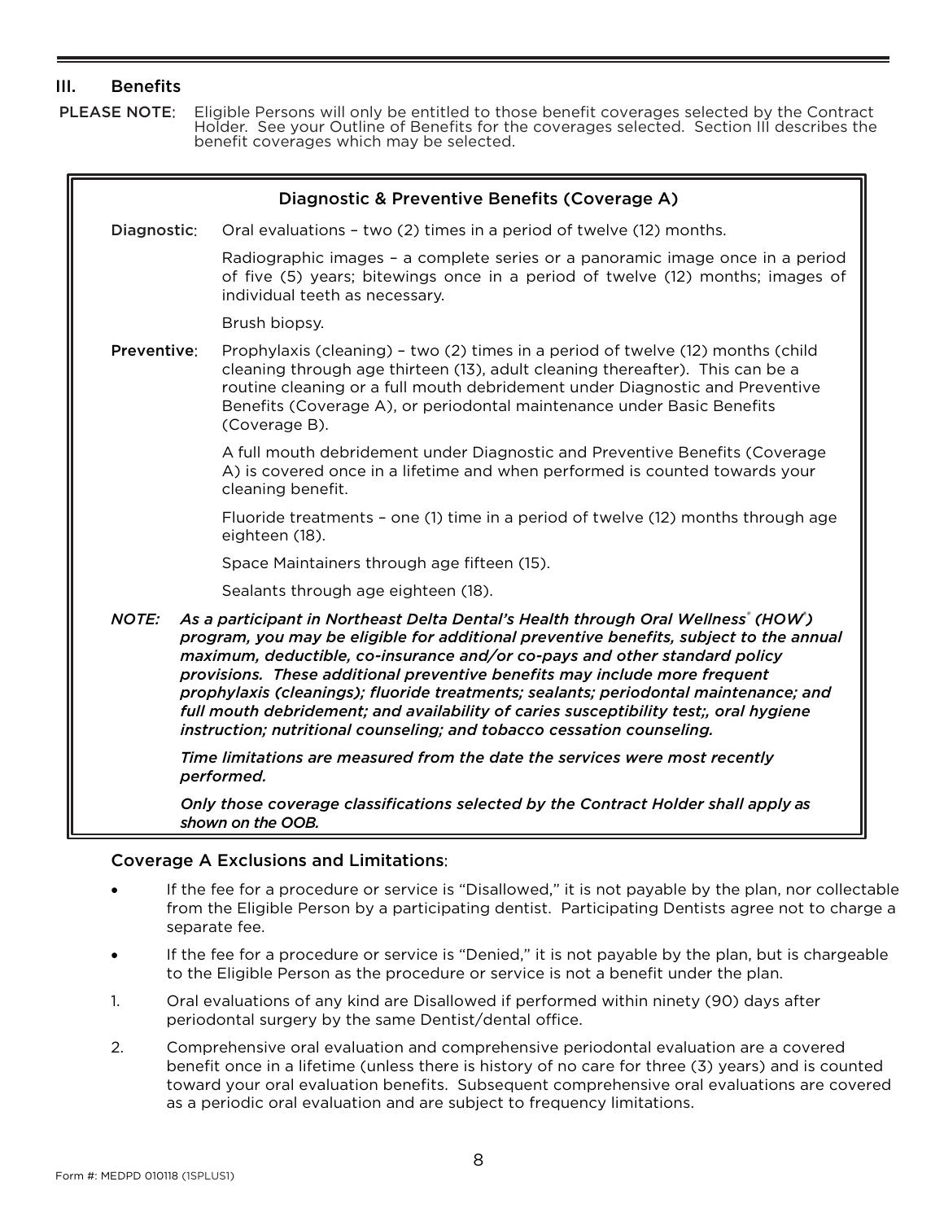## III. Benefits

**PLEASE NOTE**: Eligible Persons will only be entitled to those benefit coverages selected by the Contract Holder. See your Outline of Benefits for the coverages selected. Section III describes the benefit coverages which may be selected.

### Diagnostic & Preventive Benefits (Coverage A)

**Diagnostic**: Oral evaluations – two (2) times in a period of twelve (12) months.

Radiographic images – a complete series or a panoramic image once in a period of five (5) years; bitewings once in a period of twelve (12) months; images of individual teeth as necessary.

Brush biopsy.

**Preventive**: Prophylaxis (cleaning) – two (2) times in a period of twelve (12) months (child cleaning through age thirteen (13), adult cleaning thereafter). This can be a routine cleaning or a full mouth debridement under Diagnostic and Preventive Benefits (Coverage A), or periodontal maintenance under Basic Benefits (Coverage B).

A full mouth debridement under Diagnostic and Preventive Benefits (Coverage A) is covered once in a lifetime and when performed is counted towards your cleaning benefit.

Fluoride treatments – one (1) time in a period of twelve (12) months through age eighteen (18).

Space Maintainers through age fifteen (15).

Sealants through age eighteen (18).

***NOTE: As a participant in Northeast Delta Dental's Health through Oral Wellness® (HOW®) program, you may be eligible for additional preventive benefits, subject to the annual maximum, deductible, co-insurance and/or co-pays and other standard policy provisions. These additional preventive benefits may include more frequent prophylaxis (cleanings); fluoride treatments; sealants; periodontal maintenance; and full mouth debridement; and availability of caries susceptibility test;, oral hygiene instruction; nutritional counseling; and tobacco cessation counseling.***

***Time limitations are measured from the date the services were most recently performed.***

***Only those coverage classifications selected by the Contract Holder shall apply as shown on the OOB.***

### Coverage A Exclusions and Limitations:

- If the fee for a procedure or service is "Disallowed," it is not payable by the plan, nor collectable from the Eligible Person by a participating dentist. Participating Dentists agree not to charge a separate fee.
- If the fee for a procedure or service is "Denied," it is not payable by the plan, but is chargeable to the Eligible Person as the procedure or service is not a benefit under the plan.

1. Oral evaluations of any kind are Disallowed if performed within ninety (90) days after periodontal surgery by the same Dentist/dental office.
2. Comprehensive oral evaluation and comprehensive periodontal evaluation are a covered benefit once in a lifetime (unless there is history of no care for three (3) years) and is counted toward your oral evaluation benefits. Subsequent comprehensive oral evaluations are covered as a periodic oral evaluation and are subject to frequency limitations.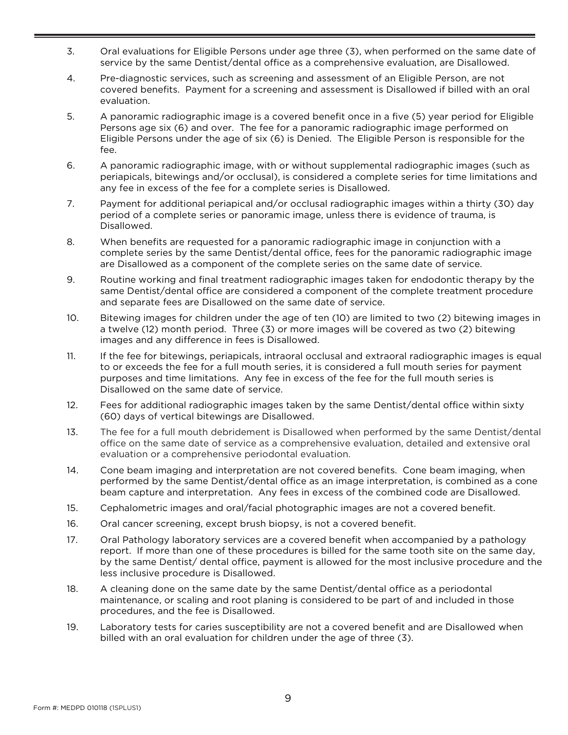3. Oral evaluations for Eligible Persons under age three (3), when performed on the same date of service by the same Dentist/dental office as a comprehensive evaluation, are Disallowed.

4. Pre-diagnostic services, such as screening and assessment of an Eligible Person, are not covered benefits. Payment for a screening and assessment is Disallowed if billed with an oral evaluation.

5. A panoramic radiographic image is a covered benefit once in a five (5) year period for Eligible Persons age six (6) and over. The fee for a panoramic radiographic image performed on Eligible Persons under the age of six (6) is Denied. The Eligible Person is responsible for the fee.

6. A panoramic radiographic image, with or without supplemental radiographic images (such as periapicals, bitewings and/or occlusal), is considered a complete series for time limitations and any fee in excess of the fee for a complete series is Disallowed.

7. Payment for additional periapical and/or occlusal radiographic images within a thirty (30) day period of a complete series or panoramic image, unless there is evidence of trauma, is Disallowed.

8. When benefits are requested for a panoramic radiographic image in conjunction with a complete series by the same Dentist/dental office, fees for the panoramic radiographic image are Disallowed as a component of the complete series on the same date of service.

9. Routine working and final treatment radiographic images taken for endodontic therapy by the same Dentist/dental office are considered a component of the complete treatment procedure and separate fees are Disallowed on the same date of service.

10. Bitewing images for children under the age of ten (10) are limited to two (2) bitewing images in a twelve (12) month period. Three (3) or more images will be covered as two (2) bitewing images and any difference in fees is Disallowed.

11. If the fee for bitewings, periapicals, intraoral occlusal and extraoral radiographic images is equal to or exceeds the fee for a full mouth series, it is considered a full mouth series for payment purposes and time limitations. Any fee in excess of the fee for the full mouth series is Disallowed on the same date of service.

12. Fees for additional radiographic images taken by the same Dentist/dental office within sixty (60) days of vertical bitewings are Disallowed.

13. The fee for a full mouth debridement is Disallowed when performed by the same Dentist/dental office on the same date of service as a comprehensive evaluation, detailed and extensive oral evaluation or a comprehensive periodontal evaluation.

14. Cone beam imaging and interpretation are not covered benefits. Cone beam imaging, when performed by the same Dentist/dental office as an image interpretation, is combined as a cone beam capture and interpretation. Any fees in excess of the combined code are Disallowed.

15. Cephalometric images and oral/facial photographic images are not a covered benefit.

16. Oral cancer screening, except brush biopsy, is not a covered benefit.

17. Oral Pathology laboratory services are a covered benefit when accompanied by a pathology report. If more than one of these procedures is billed for the same tooth site on the same day, by the same Dentist/ dental office, payment is allowed for the most inclusive procedure and the less inclusive procedure is Disallowed.

18. A cleaning done on the same date by the same Dentist/dental office as a periodontal maintenance, or scaling and root planing is considered to be part of and included in those procedures, and the fee is Disallowed.

19. Laboratory tests for caries susceptibility are not a covered benefit and are Disallowed when billed with an oral evaluation for children under the age of three (3).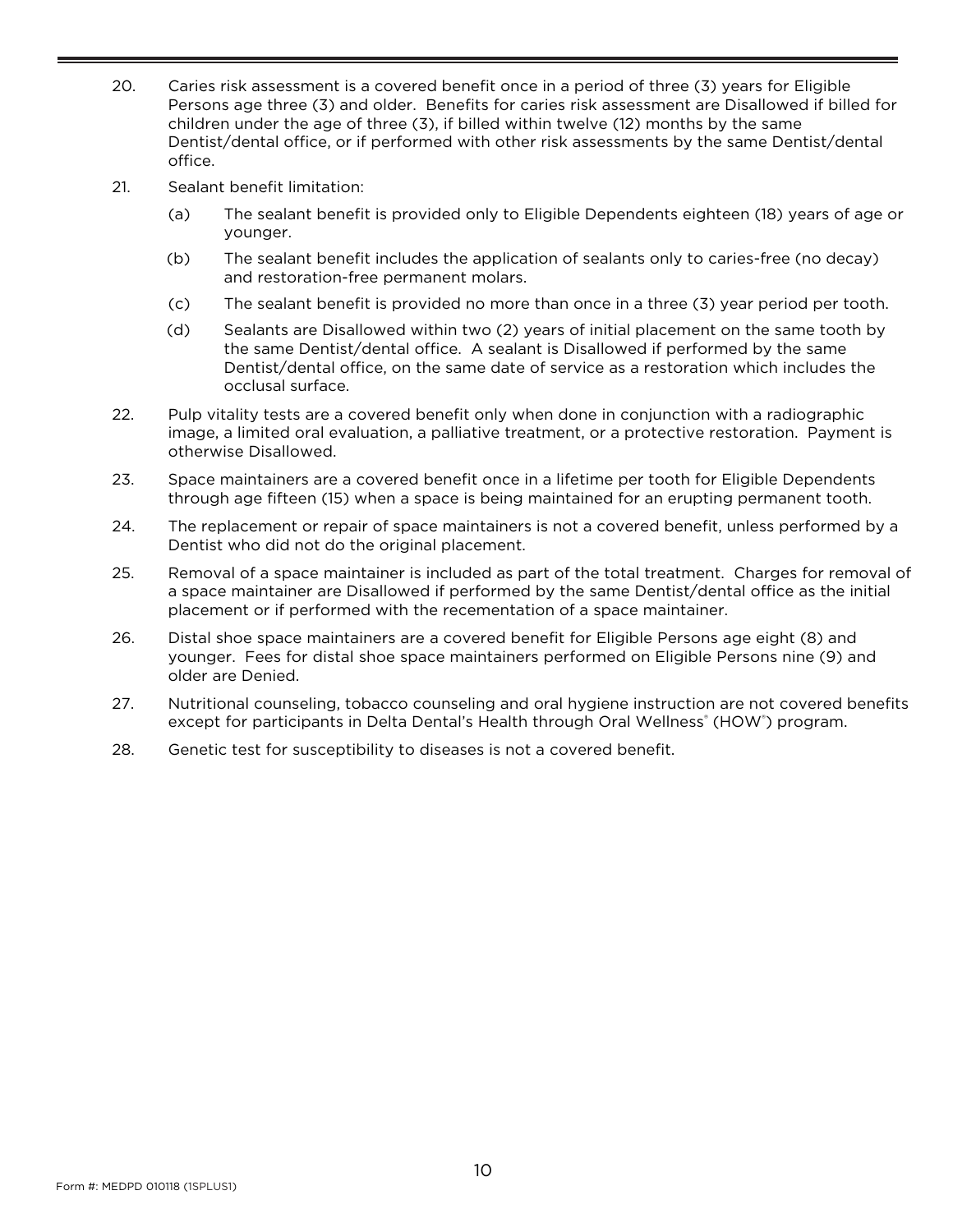20. Caries risk assessment is a covered benefit once in a period of three (3) years for Eligible Persons age three (3) and older. Benefits for caries risk assessment are Disallowed if billed for children under the age of three (3), if billed within twelve (12) months by the same Dentist/dental office, or if performed with other risk assessments by the same Dentist/dental office.

21. Sealant benefit limitation:

    (a) The sealant benefit is provided only to Eligible Dependents eighteen (18) years of age or younger.

    (b) The sealant benefit includes the application of sealants only to caries-free (no decay) and restoration-free permanent molars.

    (c) The sealant benefit is provided no more than once in a three (3) year period per tooth.

    (d) Sealants are Disallowed within two (2) years of initial placement on the same tooth by the same Dentist/dental office. A sealant is Disallowed if performed by the same Dentist/dental office, on the same date of service as a restoration which includes the occlusal surface.

22. Pulp vitality tests are a covered benefit only when done in conjunction with a radiographic image, a limited oral evaluation, a palliative treatment, or a protective restoration. Payment is otherwise Disallowed.

23. Space maintainers are a covered benefit once in a lifetime per tooth for Eligible Dependents through age fifteen (15) when a space is being maintained for an erupting permanent tooth.

24. The replacement or repair of space maintainers is not a covered benefit, unless performed by a Dentist who did not do the original placement.

25. Removal of a space maintainer is included as part of the total treatment. Charges for removal of a space maintainer are Disallowed if performed by the same Dentist/dental office as the initial placement or if performed with the recementation of a space maintainer.

26. Distal shoe space maintainers are a covered benefit for Eligible Persons age eight (8) and younger. Fees for distal shoe space maintainers performed on Eligible Persons nine (9) and older are Denied.

27. Nutritional counseling, tobacco counseling and oral hygiene instruction are not covered benefits except for participants in Delta Dental's Health through Oral Wellness® (HOW®) program.

28. Genetic test for susceptibility to diseases is not a covered benefit.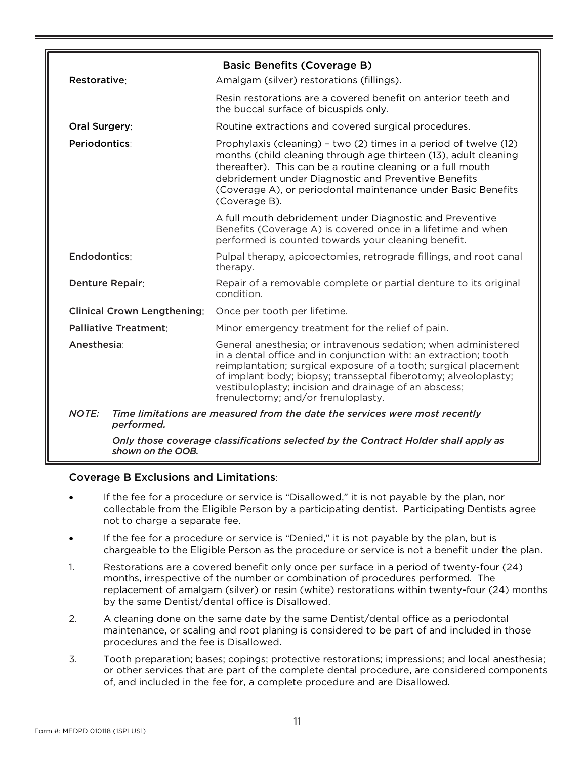## Basic Benefits (Coverage B)

| | |
|---|---|
| **Restorative**: | Amalgam (silver) restorations (fillings).<br><br>Resin restorations are a covered benefit on anterior teeth and the buccal surface of bicuspids only. |
| **Oral Surgery**: | Routine extractions and covered surgical procedures. |
| **Periodontics**: | Prophylaxis (cleaning) – two (2) times in a period of twelve (12) months (child cleaning through age thirteen (13), adult cleaning thereafter). This can be a routine cleaning or a full mouth debridement under Diagnostic and Preventive Benefits (Coverage A), or periodontal maintenance under Basic Benefits (Coverage B).<br><br>A full mouth debridement under Diagnostic and Preventive Benefits (Coverage A) is covered once in a lifetime and when performed is counted towards your cleaning benefit. |
| **Endodontics**: | Pulpal therapy, apicoectomies, retrograde fillings, and root canal therapy. |
| **Denture Repair**: | Repair of a removable complete or partial denture to its original condition. |
| **Clinical Crown Lengthening**: | Once per tooth per lifetime. |
| **Palliative Treatment**: | Minor emergency treatment for the relief of pain. |
| **Anesthesia**: | General anesthesia; or intravenous sedation; when administered in a dental office and in conjunction with: an extraction; tooth reimplantation; surgical exposure of a tooth; surgical placement of implant body; biopsy; transseptal fiberotomy; alveoloplasty; vestibuloplasty; incision and drainage of an abscess; frenulectomy; and/or frenuloplasty. |

*NOTE: Time limitations are measured from the date the services were most recently performed.*

*Only those coverage classifications selected by the Contract Holder shall apply as shown on the OOB.*

### Coverage B Exclusions and Limitations:

- If the fee for a procedure or service is "Disallowed," it is not payable by the plan, nor collectable from the Eligible Person by a participating dentist. Participating Dentists agree not to charge a separate fee.
- If the fee for a procedure or service is "Denied," it is not payable by the plan, but is chargeable to the Eligible Person as the procedure or service is not a benefit under the plan.

1. Restorations are a covered benefit only once per surface in a period of twenty-four (24) months, irrespective of the number or combination of procedures performed. The replacement of amalgam (silver) or resin (white) restorations within twenty-four (24) months by the same Dentist/dental office is Disallowed.
2. A cleaning done on the same date by the same Dentist/dental office as a periodontal maintenance, or scaling and root planing is considered to be part of and included in those procedures and the fee is Disallowed.
3. Tooth preparation; bases; copings; protective restorations; impressions; and local anesthesia; or other services that are part of the complete dental procedure, are considered components of, and included in the fee for, a complete procedure and are Disallowed.

Form #: MEDPD 010118 (1SPLUS1)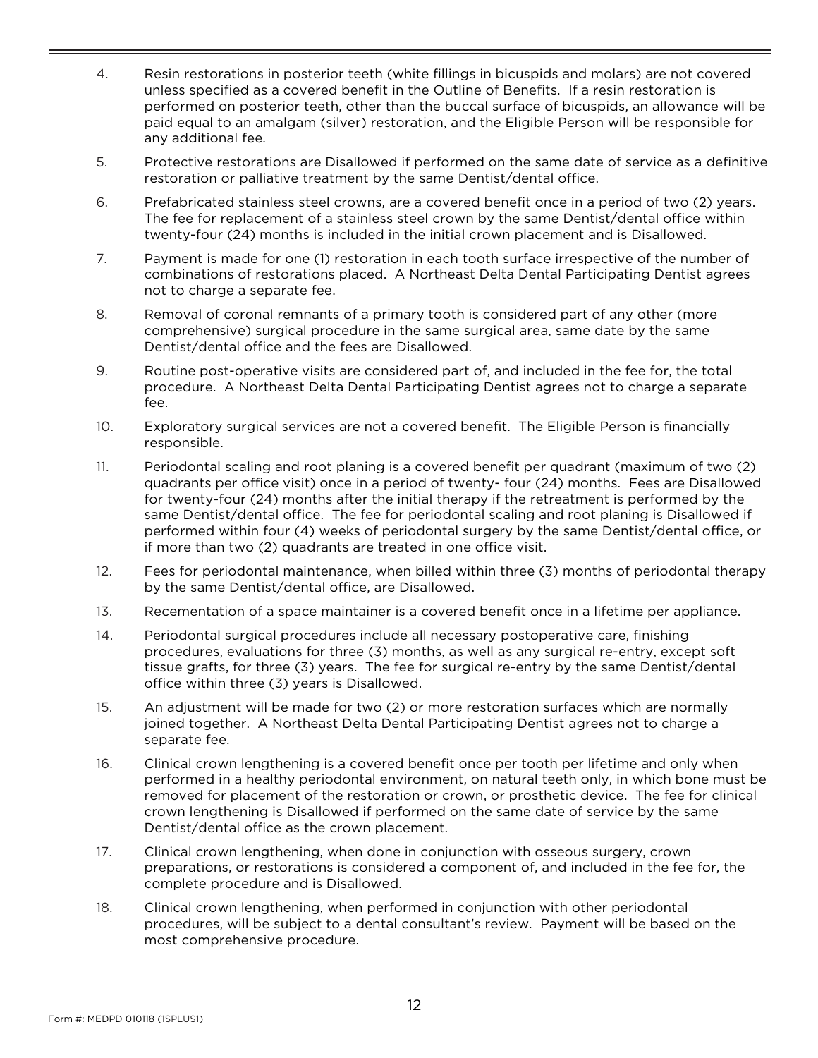4. Resin restorations in posterior teeth (white fillings in bicuspids and molars) are not covered unless specified as a covered benefit in the Outline of Benefits. If a resin restoration is performed on posterior teeth, other than the buccal surface of bicuspids, an allowance will be paid equal to an amalgam (silver) restoration, and the Eligible Person will be responsible for any additional fee.

5. Protective restorations are Disallowed if performed on the same date of service as a definitive restoration or palliative treatment by the same Dentist/dental office.

6. Prefabricated stainless steel crowns, are a covered benefit once in a period of two (2) years. The fee for replacement of a stainless steel crown by the same Dentist/dental office within twenty-four (24) months is included in the initial crown placement and is Disallowed.

7. Payment is made for one (1) restoration in each tooth surface irrespective of the number of combinations of restorations placed. A Northeast Delta Dental Participating Dentist agrees not to charge a separate fee.

8. Removal of coronal remnants of a primary tooth is considered part of any other (more comprehensive) surgical procedure in the same surgical area, same date by the same Dentist/dental office and the fees are Disallowed.

9. Routine post-operative visits are considered part of, and included in the fee for, the total procedure. A Northeast Delta Dental Participating Dentist agrees not to charge a separate fee.

10. Exploratory surgical services are not a covered benefit. The Eligible Person is financially responsible.

11. Periodontal scaling and root planing is a covered benefit per quadrant (maximum of two (2) quadrants per office visit) once in a period of twenty- four (24) months. Fees are Disallowed for twenty-four (24) months after the initial therapy if the retreatment is performed by the same Dentist/dental office. The fee for periodontal scaling and root planing is Disallowed if performed within four (4) weeks of periodontal surgery by the same Dentist/dental office, or if more than two (2) quadrants are treated in one office visit.

12. Fees for periodontal maintenance, when billed within three (3) months of periodontal therapy by the same Dentist/dental office, are Disallowed.

13. Recementation of a space maintainer is a covered benefit once in a lifetime per appliance.

14. Periodontal surgical procedures include all necessary postoperative care, finishing procedures, evaluations for three (3) months, as well as any surgical re-entry, except soft tissue grafts, for three (3) years. The fee for surgical re-entry by the same Dentist/dental office within three (3) years is Disallowed.

15. An adjustment will be made for two (2) or more restoration surfaces which are normally joined together. A Northeast Delta Dental Participating Dentist agrees not to charge a separate fee.

16. Clinical crown lengthening is a covered benefit once per tooth per lifetime and only when performed in a healthy periodontal environment, on natural teeth only, in which bone must be removed for placement of the restoration or crown, or prosthetic device. The fee for clinical crown lengthening is Disallowed if performed on the same date of service by the same Dentist/dental office as the crown placement.

17. Clinical crown lengthening, when done in conjunction with osseous surgery, crown preparations, or restorations is considered a component of, and included in the fee for, the complete procedure and is Disallowed.

18. Clinical crown lengthening, when performed in conjunction with other periodontal procedures, will be subject to a dental consultant's review. Payment will be based on the most comprehensive procedure.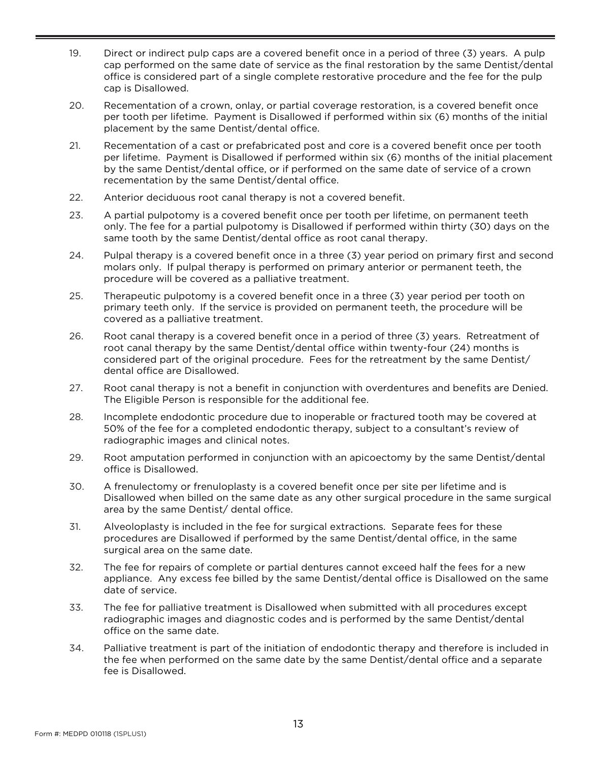19. Direct or indirect pulp caps are a covered benefit once in a period of three (3) years. A pulp cap performed on the same date of service as the final restoration by the same Dentist/dental office is considered part of a single complete restorative procedure and the fee for the pulp cap is Disallowed.

20. Recementation of a crown, onlay, or partial coverage restoration, is a covered benefit once per tooth per lifetime. Payment is Disallowed if performed within six (6) months of the initial placement by the same Dentist/dental office.

21. Recementation of a cast or prefabricated post and core is a covered benefit once per tooth per lifetime. Payment is Disallowed if performed within six (6) months of the initial placement by the same Dentist/dental office, or if performed on the same date of service of a crown recementation by the same Dentist/dental office.

22. Anterior deciduous root canal therapy is not a covered benefit.

23. A partial pulpotomy is a covered benefit once per tooth per lifetime, on permanent teeth only. The fee for a partial pulpotomy is Disallowed if performed within thirty (30) days on the same tooth by the same Dentist/dental office as root canal therapy.

24. Pulpal therapy is a covered benefit once in a three (3) year period on primary first and second molars only. If pulpal therapy is performed on primary anterior or permanent teeth, the procedure will be covered as a palliative treatment.

25. Therapeutic pulpotomy is a covered benefit once in a three (3) year period per tooth on primary teeth only. If the service is provided on permanent teeth, the procedure will be covered as a palliative treatment.

26. Root canal therapy is a covered benefit once in a period of three (3) years. Retreatment of root canal therapy by the same Dentist/dental office within twenty-four (24) months is considered part of the original procedure. Fees for the retreatment by the same Dentist/dental office are Disallowed.

27. Root canal therapy is not a benefit in conjunction with overdentures and benefits are Denied. The Eligible Person is responsible for the additional fee.

28. Incomplete endodontic procedure due to inoperable or fractured tooth may be covered at 50% of the fee for a completed endodontic therapy, subject to a consultant's review of radiographic images and clinical notes.

29. Root amputation performed in conjunction with an apicoectomy by the same Dentist/dental office is Disallowed.

30. A frenulectomy or frenuloplasty is a covered benefit once per site per lifetime and is Disallowed when billed on the same date as any other surgical procedure in the same surgical area by the same Dentist/ dental office.

31. Alveoloplasty is included in the fee for surgical extractions. Separate fees for these procedures are Disallowed if performed by the same Dentist/dental office, in the same surgical area on the same date.

32. The fee for repairs of complete or partial dentures cannot exceed half the fees for a new appliance. Any excess fee billed by the same Dentist/dental office is Disallowed on the same date of service.

33. The fee for palliative treatment is Disallowed when submitted with all procedures except radiographic images and diagnostic codes and is performed by the same Dentist/dental office on the same date.

34. Palliative treatment is part of the initiation of endodontic therapy and therefore is included in the fee when performed on the same date by the same Dentist/dental office and a separate fee is Disallowed.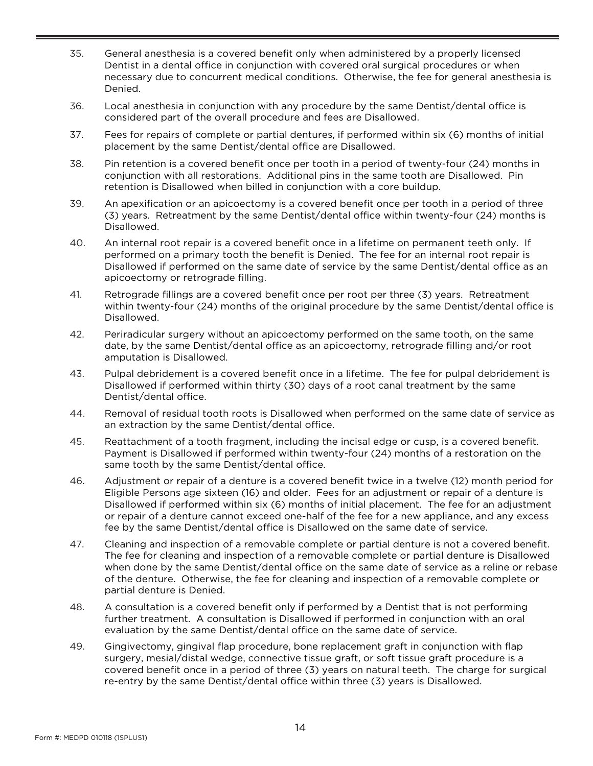35. General anesthesia is a covered benefit only when administered by a properly licensed Dentist in a dental office in conjunction with covered oral surgical procedures or when necessary due to concurrent medical conditions. Otherwise, the fee for general anesthesia is Denied.

36. Local anesthesia in conjunction with any procedure by the same Dentist/dental office is considered part of the overall procedure and fees are Disallowed.

37. Fees for repairs of complete or partial dentures, if performed within six (6) months of initial placement by the same Dentist/dental office are Disallowed.

38. Pin retention is a covered benefit once per tooth in a period of twenty-four (24) months in conjunction with all restorations. Additional pins in the same tooth are Disallowed. Pin retention is Disallowed when billed in conjunction with a core buildup.

39. An apexification or an apicoectomy is a covered benefit once per tooth in a period of three (3) years. Retreatment by the same Dentist/dental office within twenty-four (24) months is Disallowed.

40. An internal root repair is a covered benefit once in a lifetime on permanent teeth only. If performed on a primary tooth the benefit is Denied. The fee for an internal root repair is Disallowed if performed on the same date of service by the same Dentist/dental office as an apicoectomy or retrograde filling.

41. Retrograde fillings are a covered benefit once per root per three (3) years. Retreatment within twenty-four (24) months of the original procedure by the same Dentist/dental office is Disallowed.

42. Periradicular surgery without an apicoectomy performed on the same tooth, on the same date, by the same Dentist/dental office as an apicoectomy, retrograde filling and/or root amputation is Disallowed.

43. Pulpal debridement is a covered benefit once in a lifetime. The fee for pulpal debridement is Disallowed if performed within thirty (30) days of a root canal treatment by the same Dentist/dental office.

44. Removal of residual tooth roots is Disallowed when performed on the same date of service as an extraction by the same Dentist/dental office.

45. Reattachment of a tooth fragment, including the incisal edge or cusp, is a covered benefit. Payment is Disallowed if performed within twenty-four (24) months of a restoration on the same tooth by the same Dentist/dental office.

46. Adjustment or repair of a denture is a covered benefit twice in a twelve (12) month period for Eligible Persons age sixteen (16) and older. Fees for an adjustment or repair of a denture is Disallowed if performed within six (6) months of initial placement. The fee for an adjustment or repair of a denture cannot exceed one-half of the fee for a new appliance, and any excess fee by the same Dentist/dental office is Disallowed on the same date of service.

47. Cleaning and inspection of a removable complete or partial denture is not a covered benefit. The fee for cleaning and inspection of a removable complete or partial denture is Disallowed when done by the same Dentist/dental office on the same date of service as a reline or rebase of the denture. Otherwise, the fee for cleaning and inspection of a removable complete or partial denture is Denied.

48. A consultation is a covered benefit only if performed by a Dentist that is not performing further treatment. A consultation is Disallowed if performed in conjunction with an oral evaluation by the same Dentist/dental office on the same date of service.

49. Gingivectomy, gingival flap procedure, bone replacement graft in conjunction with flap surgery, mesial/distal wedge, connective tissue graft, or soft tissue graft procedure is a covered benefit once in a period of three (3) years on natural teeth. The charge for surgical re-entry by the same Dentist/dental office within three (3) years is Disallowed.

Form #: MEDPD 010118 (1SPLUS1)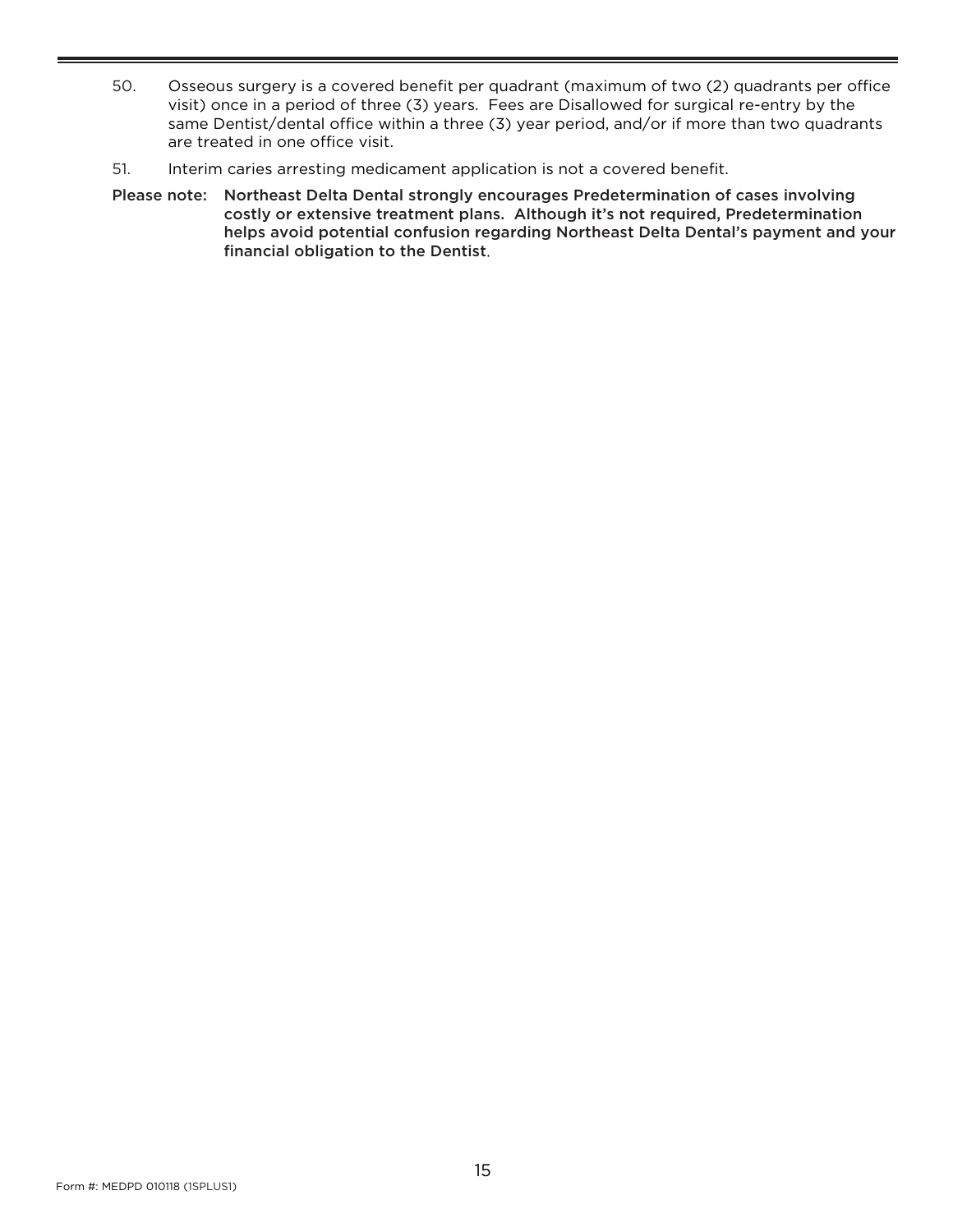50. Osseous surgery is a covered benefit per quadrant (maximum of two (2) quadrants per office visit) once in a period of three (3) years. Fees are Disallowed for surgical re-entry by the same Dentist/dental office within a three (3) year period, and/or if more than two quadrants are treated in one office visit.

51. Interim caries arresting medicament application is not a covered benefit.

**Please note: Northeast Delta Dental strongly encourages Predetermination of cases involving costly or extensive treatment plans. Although it's not required, Predetermination helps avoid potential confusion regarding Northeast Delta Dental's payment and your financial obligation to the Dentist.**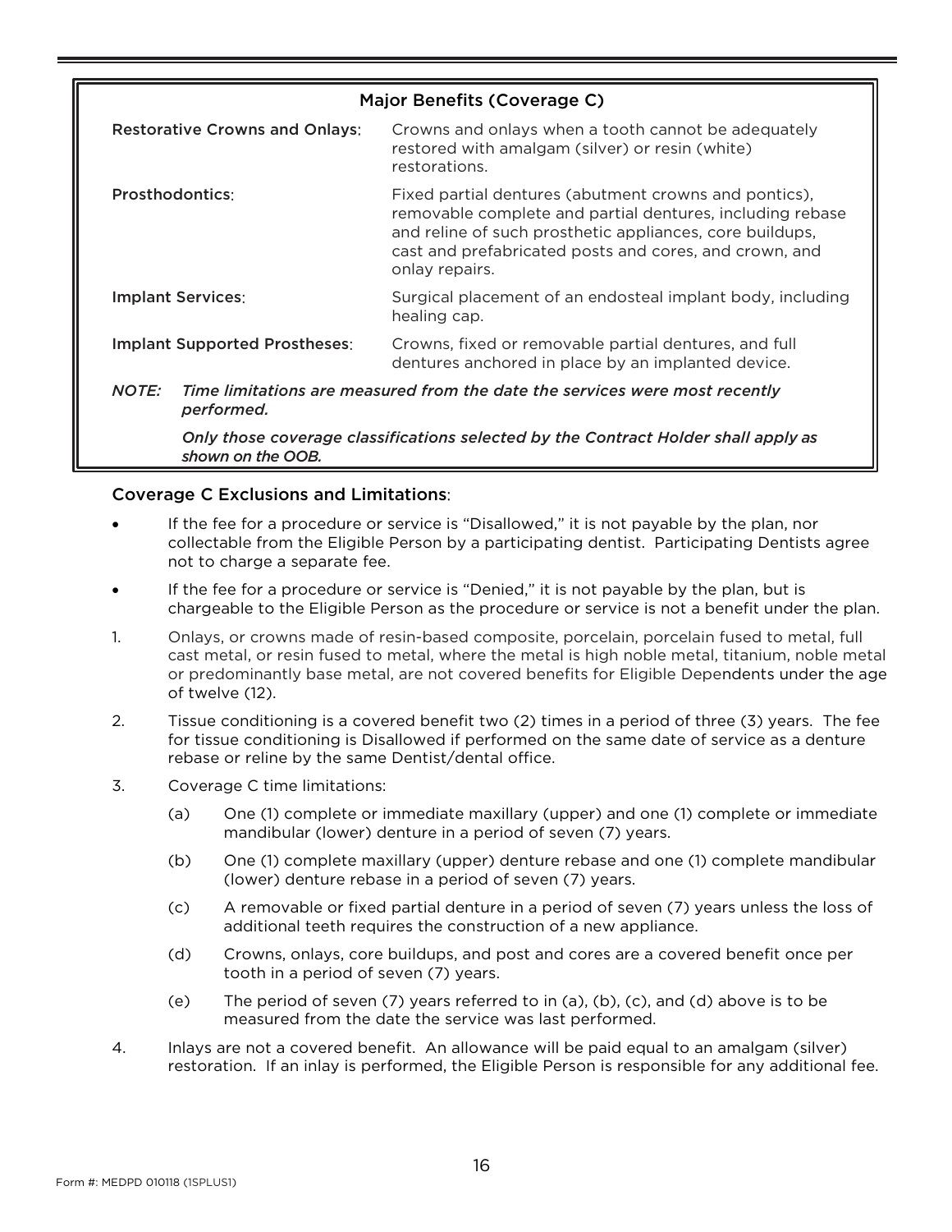| Major Benefits (Coverage C) | |
| --- | --- |
| Restorative Crowns and Onlays: | Crowns and onlays when a tooth cannot be adequately restored with amalgam (silver) or resin (white) restorations. |
| Prosthodontics: | Fixed partial dentures (abutment crowns and pontics), removable complete and partial dentures, including rebase and reline of such prosthetic appliances, core buildups, cast and prefabricated posts and cores, and crown, and onlay repairs. |
| Implant Services: | Surgical placement of an endosteal implant body, including healing cap. |
| Implant Supported Prostheses: | Crowns, fixed or removable partial dentures, and full dentures anchored in place by an implanted device. |

*NOTE: Time limitations are measured from the date the services were most recently performed.*

*Only those coverage classifications selected by the Contract Holder shall apply as shown on the OOB.*

## Coverage C Exclusions and Limitations:

- If the fee for a procedure or service is "Disallowed," it is not payable by the plan, nor collectable from the Eligible Person by a participating dentist. Participating Dentists agree not to charge a separate fee.
- If the fee for a procedure or service is "Denied," it is not payable by the plan, but is chargeable to the Eligible Person as the procedure or service is not a benefit under the plan.

1. Onlays, or crowns made of resin-based composite, porcelain, porcelain fused to metal, full cast metal, or resin fused to metal, where the metal is high noble metal, titanium, noble metal or predominantly base metal, are not covered benefits for Eligible Dependents under the age of twelve (12).
2. Tissue conditioning is a covered benefit two (2) times in a period of three (3) years. The fee for tissue conditioning is Disallowed if performed on the same date of service as a denture rebase or reline by the same Dentist/dental office.
3. Coverage C time limitations:
   - (a) One (1) complete or immediate maxillary (upper) and one (1) complete or immediate mandibular (lower) denture in a period of seven (7) years.
   - (b) One (1) complete maxillary (upper) denture rebase and one (1) complete mandibular (lower) denture rebase in a period of seven (7) years.
   - (c) A removable or fixed partial denture in a period of seven (7) years unless the loss of additional teeth requires the construction of a new appliance.
   - (d) Crowns, onlays, core buildups, and post and cores are a covered benefit once per tooth in a period of seven (7) years.
   - (e) The period of seven (7) years referred to in (a), (b), (c), and (d) above is to be measured from the date the service was last performed.
4. Inlays are not a covered benefit. An allowance will be paid equal to an amalgam (silver) restoration. If an inlay is performed, the Eligible Person is responsible for any additional fee.

Form #: MEDPD 010118 (1SPLUS1)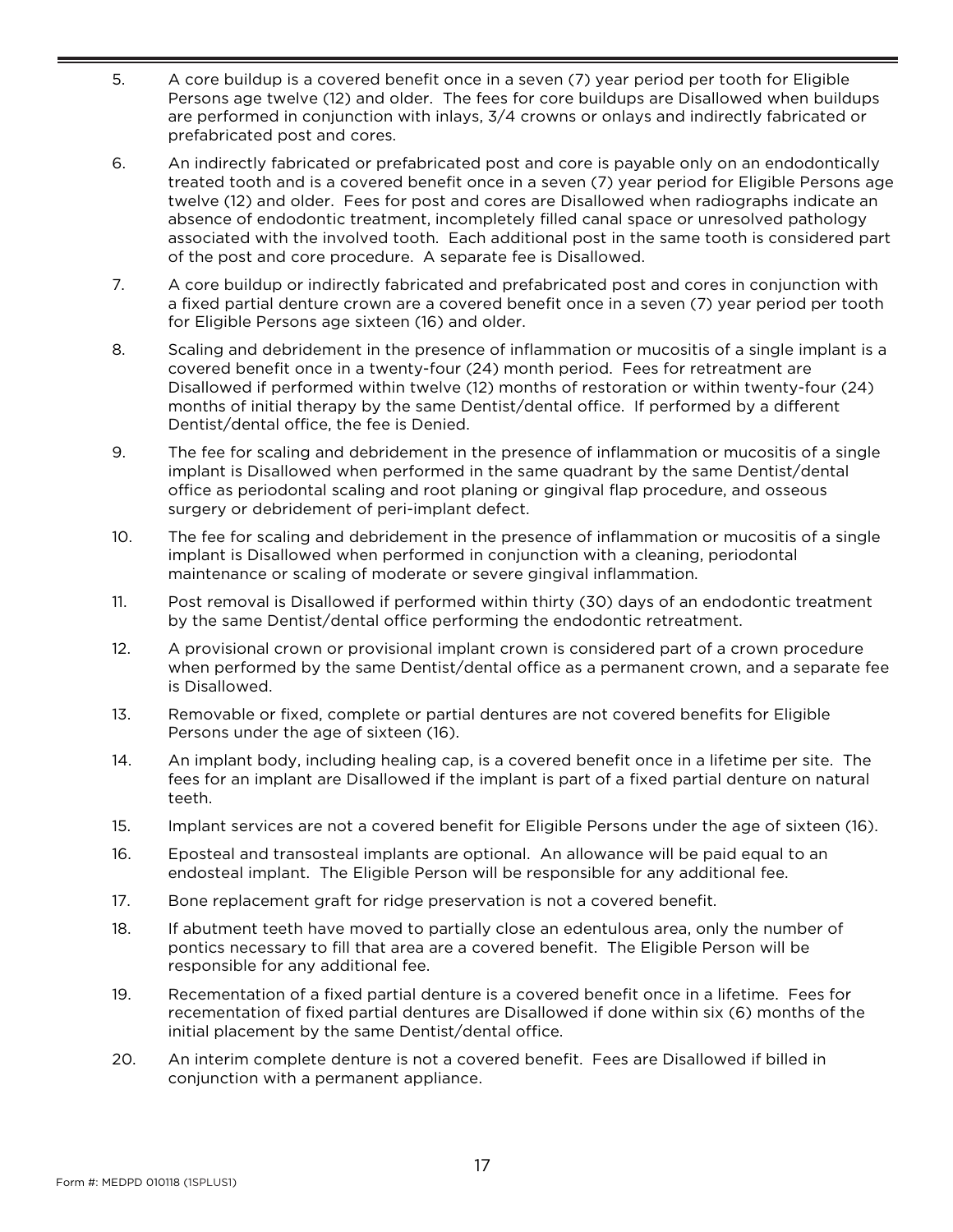5. A core buildup is a covered benefit once in a seven (7) year period per tooth for Eligible Persons age twelve (12) and older. The fees for core buildups are Disallowed when buildups are performed in conjunction with inlays, 3/4 crowns or onlays and indirectly fabricated or prefabricated post and cores.

6. An indirectly fabricated or prefabricated post and core is payable only on an endodontically treated tooth and is a covered benefit once in a seven (7) year period for Eligible Persons age twelve (12) and older. Fees for post and cores are Disallowed when radiographs indicate an absence of endodontic treatment, incompletely filled canal space or unresolved pathology associated with the involved tooth. Each additional post in the same tooth is considered part of the post and core procedure. A separate fee is Disallowed.

7. A core buildup or indirectly fabricated and prefabricated post and cores in conjunction with a fixed partial denture crown are a covered benefit once in a seven (7) year period per tooth for Eligible Persons age sixteen (16) and older.

8. Scaling and debridement in the presence of inflammation or mucositis of a single implant is a covered benefit once in a twenty-four (24) month period. Fees for retreatment are Disallowed if performed within twelve (12) months of restoration or within twenty-four (24) months of initial therapy by the same Dentist/dental office. If performed by a different Dentist/dental office, the fee is Denied.

9. The fee for scaling and debridement in the presence of inflammation or mucositis of a single implant is Disallowed when performed in the same quadrant by the same Dentist/dental office as periodontal scaling and root planing or gingival flap procedure, and osseous surgery or debridement of peri-implant defect.

10. The fee for scaling and debridement in the presence of inflammation or mucositis of a single implant is Disallowed when performed in conjunction with a cleaning, periodontal maintenance or scaling of moderate or severe gingival inflammation.

11. Post removal is Disallowed if performed within thirty (30) days of an endodontic treatment by the same Dentist/dental office performing the endodontic retreatment.

12. A provisional crown or provisional implant crown is considered part of a crown procedure when performed by the same Dentist/dental office as a permanent crown, and a separate fee is Disallowed.

13. Removable or fixed, complete or partial dentures are not covered benefits for Eligible Persons under the age of sixteen (16).

14. An implant body, including healing cap, is a covered benefit once in a lifetime per site. The fees for an implant are Disallowed if the implant is part of a fixed partial denture on natural teeth.

15. Implant services are not a covered benefit for Eligible Persons under the age of sixteen (16).

16. Eposteal and transosteal implants are optional. An allowance will be paid equal to an endosteal implant. The Eligible Person will be responsible for any additional fee.

17. Bone replacement graft for ridge preservation is not a covered benefit.

18. If abutment teeth have moved to partially close an edentulous area, only the number of pontics necessary to fill that area are a covered benefit. The Eligible Person will be responsible for any additional fee.

19. Recementation of a fixed partial denture is a covered benefit once in a lifetime. Fees for recementation of fixed partial dentures are Disallowed if done within six (6) months of the initial placement by the same Dentist/dental office.

20. An interim complete denture is not a covered benefit. Fees are Disallowed if billed in conjunction with a permanent appliance.

Form #: MEDPD 010118 (1SPLUS1)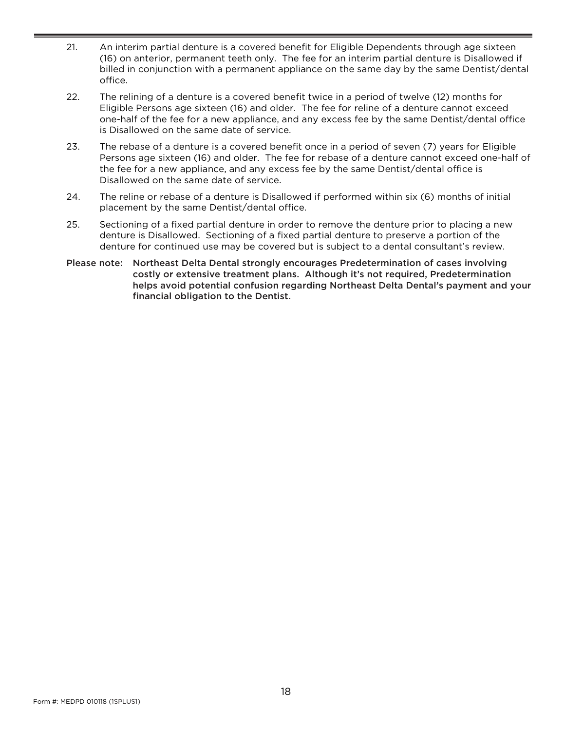21. An interim partial denture is a covered benefit for Eligible Dependents through age sixteen (16) on anterior, permanent teeth only. The fee for an interim partial denture is Disallowed if billed in conjunction with a permanent appliance on the same day by the same Dentist/dental office.

22. The relining of a denture is a covered benefit twice in a period of twelve (12) months for Eligible Persons age sixteen (16) and older. The fee for reline of a denture cannot exceed one-half of the fee for a new appliance, and any excess fee by the same Dentist/dental office is Disallowed on the same date of service.

23. The rebase of a denture is a covered benefit once in a period of seven (7) years for Eligible Persons age sixteen (16) and older. The fee for rebase of a denture cannot exceed one-half of the fee for a new appliance, and any excess fee by the same Dentist/dental office is Disallowed on the same date of service.

24. The reline or rebase of a denture is Disallowed if performed within six (6) months of initial placement by the same Dentist/dental office.

25. Sectioning of a fixed partial denture in order to remove the denture prior to placing a new denture is Disallowed. Sectioning of a fixed partial denture to preserve a portion of the denture for continued use may be covered but is subject to a dental consultant's review.

Please note: **Northeast Delta Dental strongly encourages Predetermination of cases involving costly or extensive treatment plans. Although it's not required, Predetermination helps avoid potential confusion regarding Northeast Delta Dental's payment and your financial obligation to the Dentist.**

Form #: MEDPD 010118 (1SPLUS1)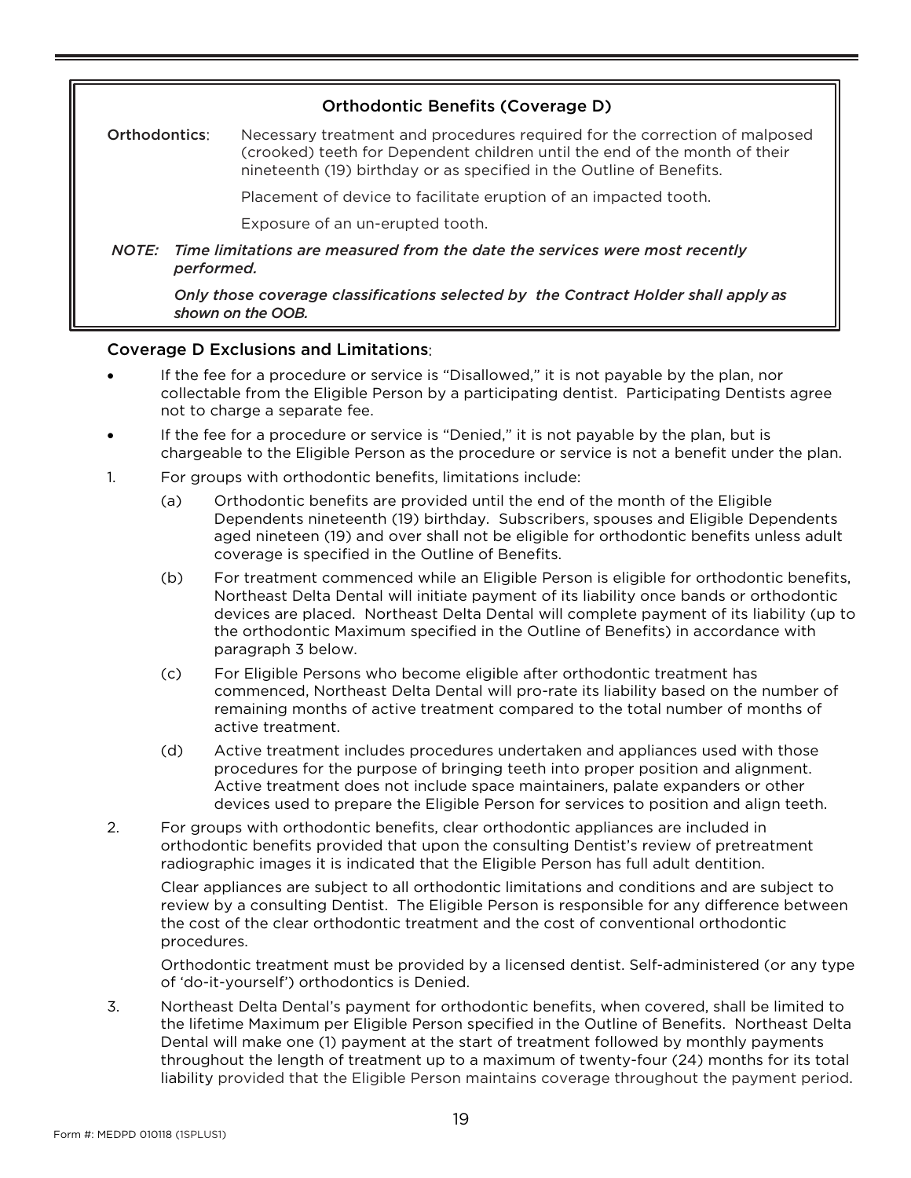## Orthodontic Benefits (Coverage D)

**Orthodontics**: Necessary treatment and procedures required for the correction of malposed (crooked) teeth for Dependent children until the end of the month of their nineteenth (19) birthday or as specified in the Outline of Benefits.

Placement of device to facilitate eruption of an impacted tooth.

Exposure of an un-erupted tooth.

*NOTE: Time limitations are measured from the date the services were most recently performed.*

*Only those coverage classifications selected by the Contract Holder shall apply as shown on the OOB.*

### Coverage D Exclusions and Limitations:

- If the fee for a procedure or service is "Disallowed," it is not payable by the plan, nor collectable from the Eligible Person by a participating dentist. Participating Dentists agree not to charge a separate fee.
- If the fee for a procedure or service is "Denied," it is not payable by the plan, but is chargeable to the Eligible Person as the procedure or service is not a benefit under the plan.

1. For groups with orthodontic benefits, limitations include:
   - (a) Orthodontic benefits are provided until the end of the month of the Eligible Dependents nineteenth (19) birthday. Subscribers, spouses and Eligible Dependents aged nineteen (19) and over shall not be eligible for orthodontic benefits unless adult coverage is specified in the Outline of Benefits.
   - (b) For treatment commenced while an Eligible Person is eligible for orthodontic benefits, Northeast Delta Dental will initiate payment of its liability once bands or orthodontic devices are placed. Northeast Delta Dental will complete payment of its liability (up to the orthodontic Maximum specified in the Outline of Benefits) in accordance with paragraph 3 below.
   - (c) For Eligible Persons who become eligible after orthodontic treatment has commenced, Northeast Delta Dental will pro-rate its liability based on the number of remaining months of active treatment compared to the total number of months of active treatment.
   - (d) Active treatment includes procedures undertaken and appliances used with those procedures for the purpose of bringing teeth into proper position and alignment. Active treatment does not include space maintainers, palate expanders or other devices used to prepare the Eligible Person for services to position and align teeth.

2. For groups with orthodontic benefits, clear orthodontic appliances are included in orthodontic benefits provided that upon the consulting Dentist's review of pretreatment radiographic images it is indicated that the Eligible Person has full adult dentition.

   Clear appliances are subject to all orthodontic limitations and conditions and are subject to review by a consulting Dentist. The Eligible Person is responsible for any difference between the cost of the clear orthodontic treatment and the cost of conventional orthodontic procedures.

   Orthodontic treatment must be provided by a licensed dentist. Self-administered (or any type of 'do-it-yourself') orthodontics is Denied.

3. Northeast Delta Dental's payment for orthodontic benefits, when covered, shall be limited to the lifetime Maximum per Eligible Person specified in the Outline of Benefits. Northeast Delta Dental will make one (1) payment at the start of treatment followed by monthly payments throughout the length of treatment up to a maximum of twenty-four (24) months for its total liability provided that the Eligible Person maintains coverage throughout the payment period.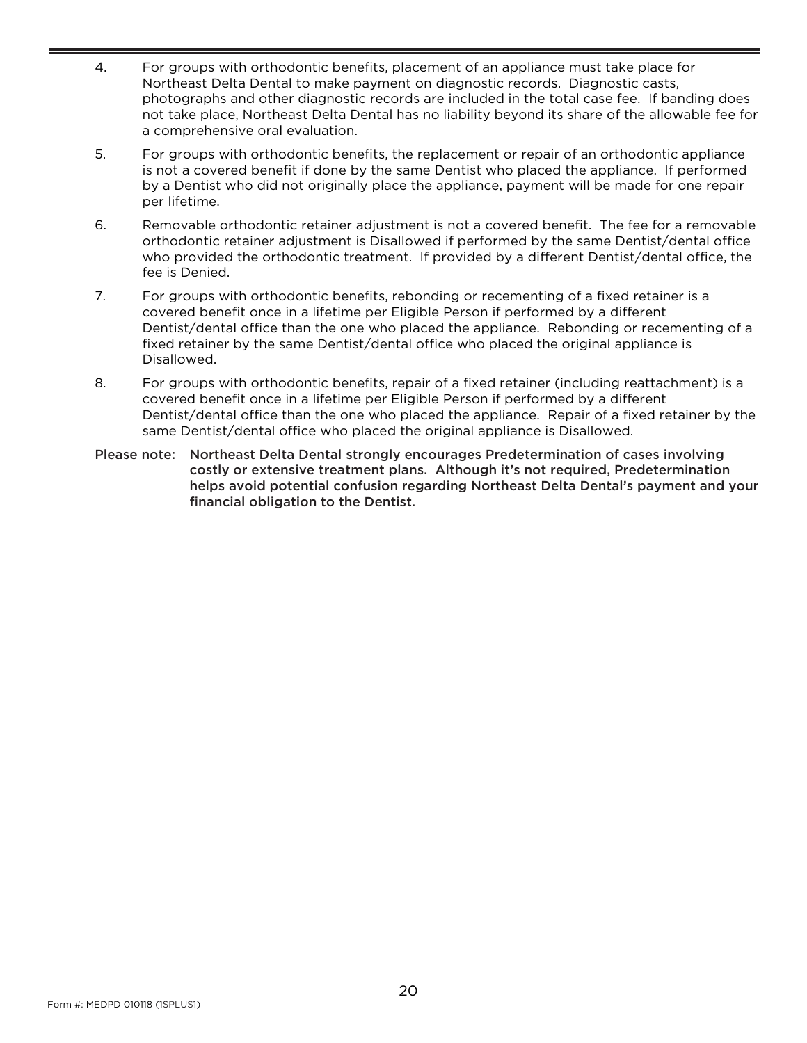4. For groups with orthodontic benefits, placement of an appliance must take place for Northeast Delta Dental to make payment on diagnostic records. Diagnostic casts, photographs and other diagnostic records are included in the total case fee. If banding does not take place, Northeast Delta Dental has no liability beyond its share of the allowable fee for a comprehensive oral evaluation.

5. For groups with orthodontic benefits, the replacement or repair of an orthodontic appliance is not a covered benefit if done by the same Dentist who placed the appliance. If performed by a Dentist who did not originally place the appliance, payment will be made for one repair per lifetime.

6. Removable orthodontic retainer adjustment is not a covered benefit. The fee for a removable orthodontic retainer adjustment is Disallowed if performed by the same Dentist/dental office who provided the orthodontic treatment. If provided by a different Dentist/dental office, the fee is Denied.

7. For groups with orthodontic benefits, rebonding or recementing of a fixed retainer is a covered benefit once in a lifetime per Eligible Person if performed by a different Dentist/dental office than the one who placed the appliance. Rebonding or recementing of a fixed retainer by the same Dentist/dental office who placed the original appliance is Disallowed.

8. For groups with orthodontic benefits, repair of a fixed retainer (including reattachment) is a covered benefit once in a lifetime per Eligible Person if performed by a different Dentist/dental office than the one who placed the appliance. Repair of a fixed retainer by the same Dentist/dental office who placed the original appliance is Disallowed.

**Please note: Northeast Delta Dental strongly encourages Predetermination of cases involving costly or extensive treatment plans. Although it's not required, Predetermination helps avoid potential confusion regarding Northeast Delta Dental's payment and your financial obligation to the Dentist.**

Form #: MEDPD 010118 (1SPLUS1)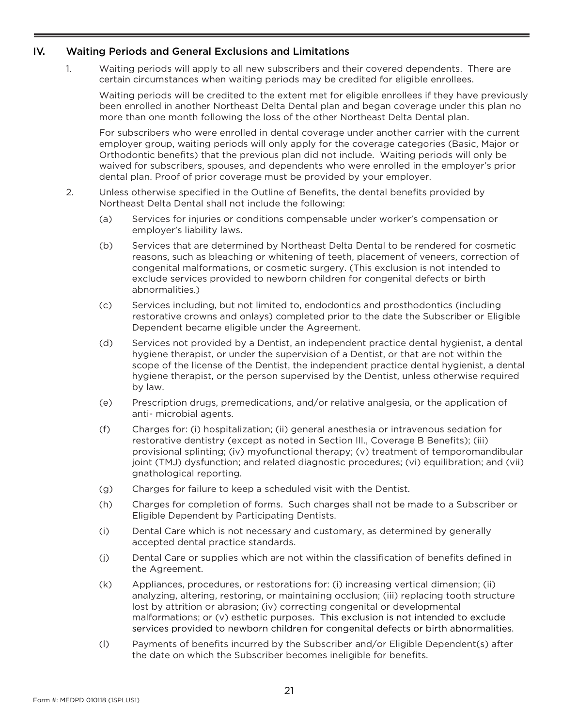## IV. Waiting Periods and General Exclusions and Limitations

1. Waiting periods will apply to all new subscribers and their covered dependents. There are certain circumstances when waiting periods may be credited for eligible enrollees.

   Waiting periods will be credited to the extent met for eligible enrollees if they have previously been enrolled in another Northeast Delta Dental plan and began coverage under this plan no more than one month following the loss of the other Northeast Delta Dental plan.

   For subscribers who were enrolled in dental coverage under another carrier with the current employer group, waiting periods will only apply for the coverage categories (Basic, Major or Orthodontic benefits) that the previous plan did not include. Waiting periods will only be waived for subscribers, spouses, and dependents who were enrolled in the employer's prior dental plan. Proof of prior coverage must be provided by your employer.

2. Unless otherwise specified in the Outline of Benefits, the dental benefits provided by Northeast Delta Dental shall not include the following:

   (a) Services for injuries or conditions compensable under worker's compensation or employer's liability laws.

   (b) Services that are determined by Northeast Delta Dental to be rendered for cosmetic reasons, such as bleaching or whitening of teeth, placement of veneers, correction of congenital malformations, or cosmetic surgery. (This exclusion is not intended to exclude services provided to newborn children for congenital defects or birth abnormalities.)

   (c) Services including, but not limited to, endodontics and prosthodontics (including restorative crowns and onlays) completed prior to the date the Subscriber or Eligible Dependent became eligible under the Agreement.

   (d) Services not provided by a Dentist, an independent practice dental hygienist, a dental hygiene therapist, or under the supervision of a Dentist, or that are not within the scope of the license of the Dentist, the independent practice dental hygienist, a dental hygiene therapist, or the person supervised by the Dentist, unless otherwise required by law.

   (e) Prescription drugs, premedications, and/or relative analgesia, or the application of anti- microbial agents.

   (f) Charges for: (i) hospitalization; (ii) general anesthesia or intravenous sedation for restorative dentistry (except as noted in Section III., Coverage B Benefits); (iii) provisional splinting; (iv) myofunctional therapy; (v) treatment of temporomandibular joint (TMJ) dysfunction; and related diagnostic procedures; (vi) equilibration; and (vii) gnathological reporting.

   (g) Charges for failure to keep a scheduled visit with the Dentist.

   (h) Charges for completion of forms. Such charges shall not be made to a Subscriber or Eligible Dependent by Participating Dentists.

   (i) Dental Care which is not necessary and customary, as determined by generally accepted dental practice standards.

   (j) Dental Care or supplies which are not within the classification of benefits defined in the Agreement.

   (k) Appliances, procedures, or restorations for: (i) increasing vertical dimension; (ii) analyzing, altering, restoring, or maintaining occlusion; (iii) replacing tooth structure lost by attrition or abrasion; (iv) correcting congenital or developmental malformations; or (v) esthetic purposes. This exclusion is not intended to exclude services provided to newborn children for congenital defects or birth abnormalities.

   (l) Payments of benefits incurred by the Subscriber and/or Eligible Dependent(s) after the date on which the Subscriber becomes ineligible for benefits.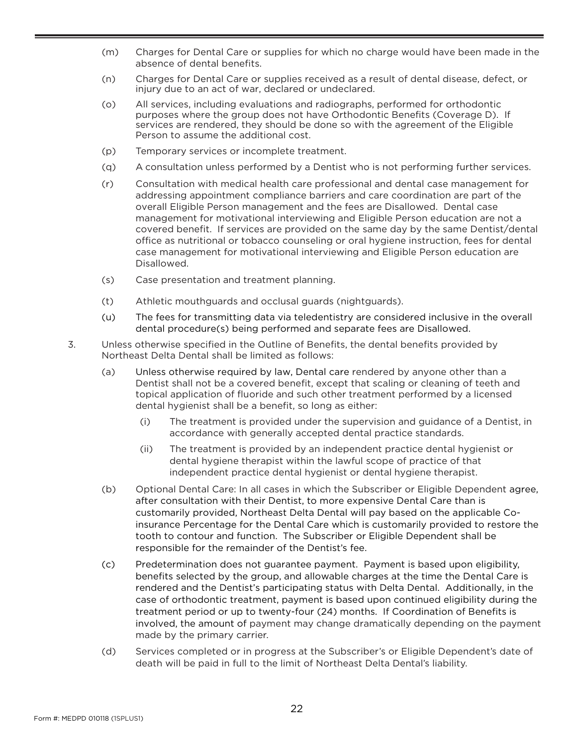(m) Charges for Dental Care or supplies for which no charge would have been made in the absence of dental benefits.

(n) Charges for Dental Care or supplies received as a result of dental disease, defect, or injury due to an act of war, declared or undeclared.

(o) All services, including evaluations and radiographs, performed for orthodontic purposes where the group does not have Orthodontic Benefits (Coverage D). If services are rendered, they should be done so with the agreement of the Eligible Person to assume the additional cost.

(p) Temporary services or incomplete treatment.

(q) A consultation unless performed by a Dentist who is not performing further services.

(r) Consultation with medical health care professional and dental case management for addressing appointment compliance barriers and care coordination are part of the overall Eligible Person management and the fees are Disallowed. Dental case management for motivational interviewing and Eligible Person education are not a covered benefit. If services are provided on the same day by the same Dentist/dental office as nutritional or tobacco counseling or oral hygiene instruction, fees for dental case management for motivational interviewing and Eligible Person education are Disallowed.

(s) Case presentation and treatment planning.

(t) Athletic mouthguards and occlusal guards (nightguards).

(u) The fees for transmitting data via teledentistry are considered inclusive in the overall dental procedure(s) being performed and separate fees are Disallowed.

3. Unless otherwise specified in the Outline of Benefits, the dental benefits provided by Northeast Delta Dental shall be limited as follows:

   (a) Unless otherwise required by law, Dental care rendered by anyone other than a Dentist shall not be a covered benefit, except that scaling or cleaning of teeth and topical application of fluoride and such other treatment performed by a licensed dental hygienist shall be a benefit, so long as either:

      (i) The treatment is provided under the supervision and guidance of a Dentist, in accordance with generally accepted dental practice standards.

      (ii) The treatment is provided by an independent practice dental hygienist or dental hygiene therapist within the lawful scope of practice of that independent practice dental hygienist or dental hygiene therapist.

   (b) Optional Dental Care: In all cases in which the Subscriber or Eligible Dependent agree, after consultation with their Dentist, to more expensive Dental Care than is customarily provided, Northeast Delta Dental will pay based on the applicable Co-insurance Percentage for the Dental Care which is customarily provided to restore the tooth to contour and function. The Subscriber or Eligible Dependent shall be responsible for the remainder of the Dentist's fee.

   (c) Predetermination does not guarantee payment. Payment is based upon eligibility, benefits selected by the group, and allowable charges at the time the Dental Care is rendered and the Dentist's participating status with Delta Dental. Additionally, in the case of orthodontic treatment, payment is based upon continued eligibility during the treatment period or up to twenty-four (24) months. If Coordination of Benefits is involved, the amount of payment may change dramatically depending on the payment made by the primary carrier.

   (d) Services completed or in progress at the Subscriber's or Eligible Dependent's date of death will be paid in full to the limit of Northeast Delta Dental's liability.

Form #: MEDPD 010118 (1SPLUS1)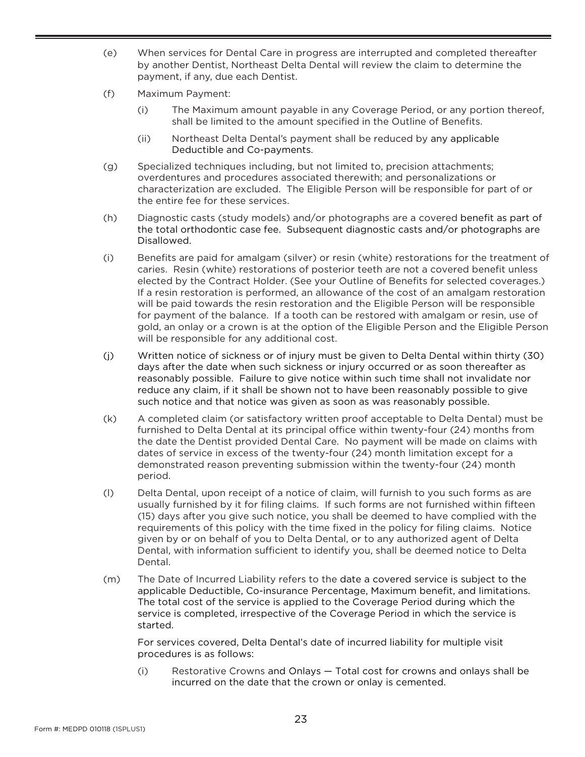(e) When services for Dental Care in progress are interrupted and completed thereafter by another Dentist, Northeast Delta Dental will review the claim to determine the payment, if any, due each Dentist.

(f) Maximum Payment:

  (i) The Maximum amount payable in any Coverage Period, or any portion thereof, shall be limited to the amount specified in the Outline of Benefits.

  (ii) Northeast Delta Dental's payment shall be reduced by any applicable Deductible and Co-payments.

(g) Specialized techniques including, but not limited to, precision attachments; overdentures and procedures associated therewith; and personalizations or characterization are excluded. The Eligible Person will be responsible for part of or the entire fee for these services.

(h) Diagnostic casts (study models) and/or photographs are a covered benefit as part of the total orthodontic case fee. Subsequent diagnostic casts and/or photographs are Disallowed.

(i) Benefits are paid for amalgam (silver) or resin (white) restorations for the treatment of caries. Resin (white) restorations of posterior teeth are not a covered benefit unless elected by the Contract Holder. (See your Outline of Benefits for selected coverages.) If a resin restoration is performed, an allowance of the cost of an amalgam restoration will be paid towards the resin restoration and the Eligible Person will be responsible for payment of the balance. If a tooth can be restored with amalgam or resin, use of gold, an onlay or a crown is at the option of the Eligible Person and the Eligible Person will be responsible for any additional cost.

(j) Written notice of sickness or of injury must be given to Delta Dental within thirty (30) days after the date when such sickness or injury occurred or as soon thereafter as reasonably possible. Failure to give notice within such time shall not invalidate nor reduce any claim, if it shall be shown not to have been reasonably possible to give such notice and that notice was given as soon as was reasonably possible.

(k) A completed claim (or satisfactory written proof acceptable to Delta Dental) must be furnished to Delta Dental at its principal office within twenty-four (24) months from the date the Dentist provided Dental Care. No payment will be made on claims with dates of service in excess of the twenty-four (24) month limitation except for a demonstrated reason preventing submission within the twenty-four (24) month period.

(l) Delta Dental, upon receipt of a notice of claim, will furnish to you such forms as are usually furnished by it for filing claims. If such forms are not furnished within fifteen (15) days after you give such notice, you shall be deemed to have complied with the requirements of this policy with the time fixed in the policy for filing claims. Notice given by or on behalf of you to Delta Dental, or to any authorized agent of Delta Dental, with information sufficient to identify you, shall be deemed notice to Delta Dental.

(m) The Date of Incurred Liability refers to the date a covered service is subject to the applicable Deductible, Co-insurance Percentage, Maximum benefit, and limitations. The total cost of the service is applied to the Coverage Period during which the service is completed, irrespective of the Coverage Period in which the service is started.

  For services covered, Delta Dental's date of incurred liability for multiple visit procedures is as follows:

  (i) Restorative Crowns and Onlays — Total cost for crowns and onlays shall be incurred on the date that the crown or onlay is cemented.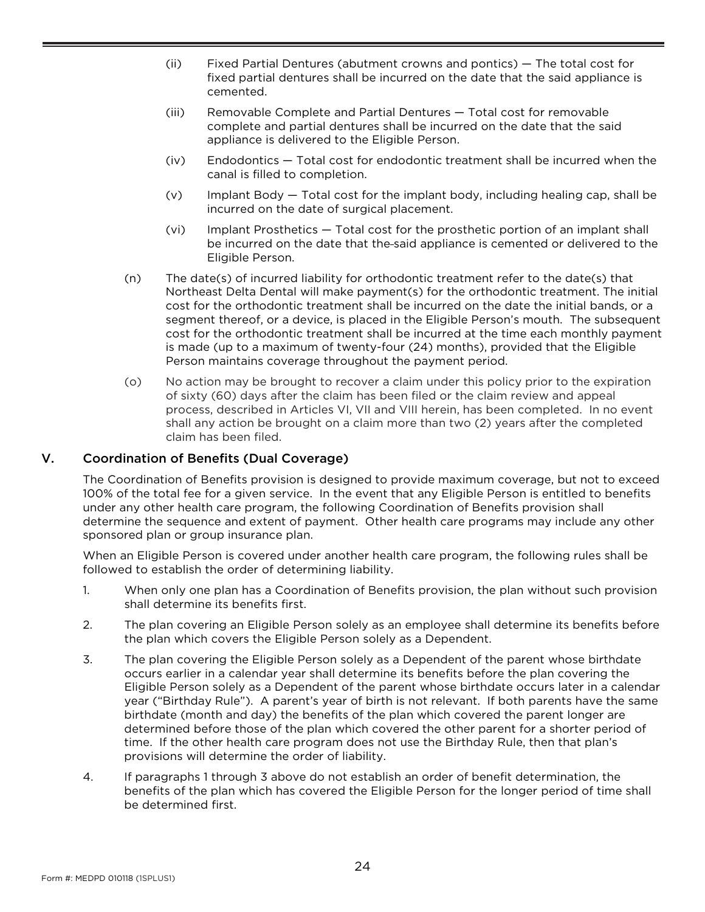(ii) Fixed Partial Dentures (abutment crowns and pontics) — The total cost for fixed partial dentures shall be incurred on the date that the said appliance is cemented.

(iii) Removable Complete and Partial Dentures — Total cost for removable complete and partial dentures shall be incurred on the date that the said appliance is delivered to the Eligible Person.

(iv) Endodontics — Total cost for endodontic treatment shall be incurred when the canal is filled to completion.

(v) Implant Body — Total cost for the implant body, including healing cap, shall be incurred on the date of surgical placement.

(vi) Implant Prosthetics — Total cost for the prosthetic portion of an implant shall be incurred on the date that the said appliance is cemented or delivered to the Eligible Person.

(n) The date(s) of incurred liability for orthodontic treatment refer to the date(s) that Northeast Delta Dental will make payment(s) for the orthodontic treatment. The initial cost for the orthodontic treatment shall be incurred on the date the initial bands, or a segment thereof, or a device, is placed in the Eligible Person's mouth. The subsequent cost for the orthodontic treatment shall be incurred at the time each monthly payment is made (up to a maximum of twenty-four (24) months), provided that the Eligible Person maintains coverage throughout the payment period.

(o) No action may be brought to recover a claim under this policy prior to the expiration of sixty (60) days after the claim has been filed or the claim review and appeal process, described in Articles VI, VII and VIII herein, has been completed. In no event shall any action be brought on a claim more than two (2) years after the completed claim has been filed.

## V. Coordination of Benefits (Dual Coverage)

The Coordination of Benefits provision is designed to provide maximum coverage, but not to exceed 100% of the total fee for a given service. In the event that any Eligible Person is entitled to benefits under any other health care program, the following Coordination of Benefits provision shall determine the sequence and extent of payment. Other health care programs may include any other sponsored plan or group insurance plan.

When an Eligible Person is covered under another health care program, the following rules shall be followed to establish the order of determining liability.

1. When only one plan has a Coordination of Benefits provision, the plan without such provision shall determine its benefits first.

2. The plan covering an Eligible Person solely as an employee shall determine its benefits before the plan which covers the Eligible Person solely as a Dependent.

3. The plan covering the Eligible Person solely as a Dependent of the parent whose birthdate occurs earlier in a calendar year shall determine its benefits before the plan covering the Eligible Person solely as a Dependent of the parent whose birthdate occurs later in a calendar year ("Birthday Rule"). A parent's year of birth is not relevant. If both parents have the same birthdate (month and day) the benefits of the plan which covered the parent longer are determined before those of the plan which covered the other parent for a shorter period of time. If the other health care program does not use the Birthday Rule, then that plan's provisions will determine the order of liability.

4. If paragraphs 1 through 3 above do not establish an order of benefit determination, the benefits of the plan which has covered the Eligible Person for the longer period of time shall be determined first.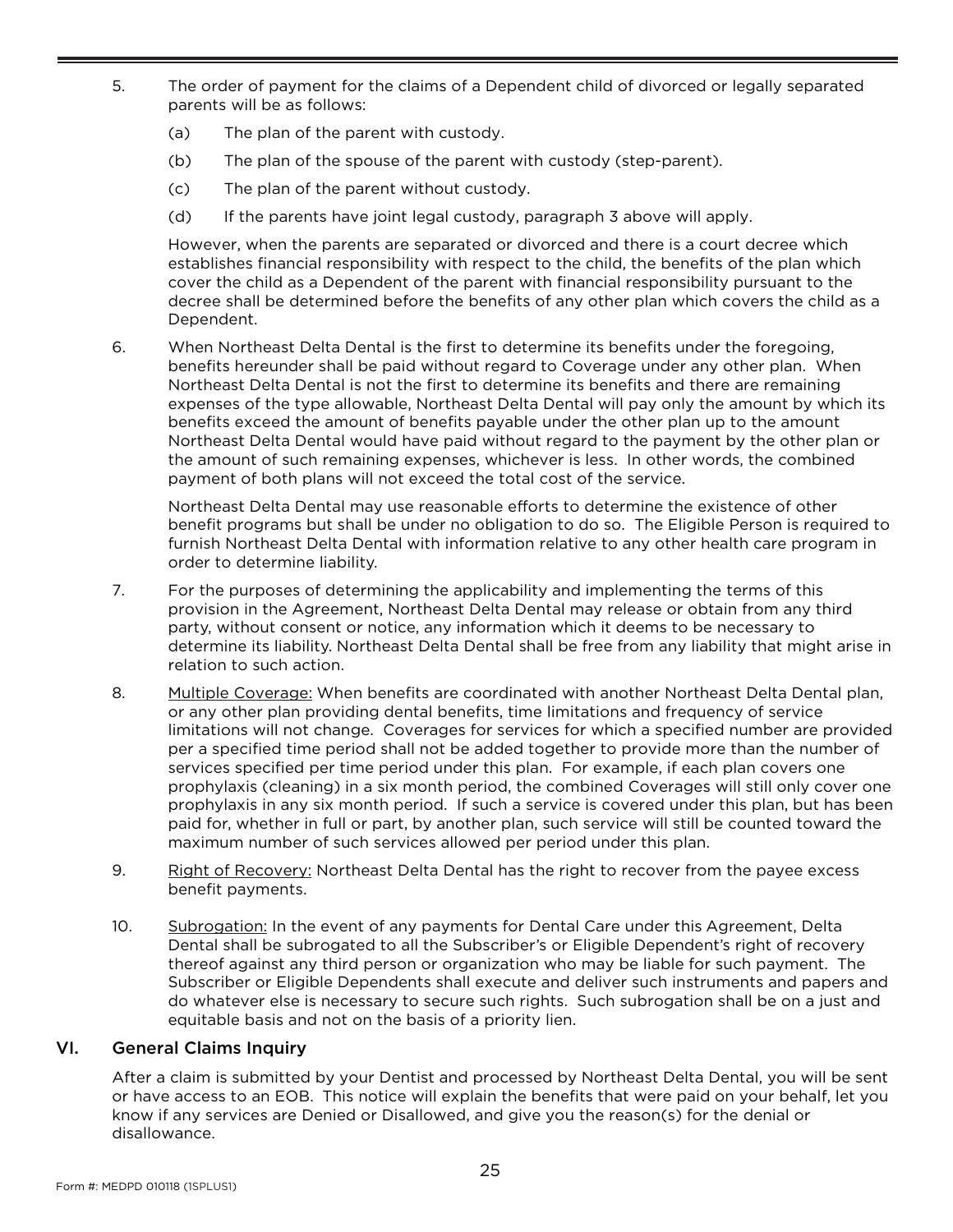5. The order of payment for the claims of a Dependent child of divorced or legally separated parents will be as follows:

   (a) The plan of the parent with custody.

   (b) The plan of the spouse of the parent with custody (step-parent).

   (c) The plan of the parent without custody.

   (d) If the parents have joint legal custody, paragraph 3 above will apply.

   However, when the parents are separated or divorced and there is a court decree which establishes financial responsibility with respect to the child, the benefits of the plan which cover the child as a Dependent of the parent with financial responsibility pursuant to the decree shall be determined before the benefits of any other plan which covers the child as a Dependent.

6. When Northeast Delta Dental is the first to determine its benefits under the foregoing, benefits hereunder shall be paid without regard to Coverage under any other plan. When Northeast Delta Dental is not the first to determine its benefits and there are remaining expenses of the type allowable, Northeast Delta Dental will pay only the amount by which its benefits exceed the amount of benefits payable under the other plan up to the amount Northeast Delta Dental would have paid without regard to the payment by the other plan or the amount of such remaining expenses, whichever is less. In other words, the combined payment of both plans will not exceed the total cost of the service.

   Northeast Delta Dental may use reasonable efforts to determine the existence of other benefit programs but shall be under no obligation to do so. The Eligible Person is required to furnish Northeast Delta Dental with information relative to any other health care program in order to determine liability.

7. For the purposes of determining the applicability and implementing the terms of this provision in the Agreement, Northeast Delta Dental may release or obtain from any third party, without consent or notice, any information which it deems to be necessary to determine its liability. Northeast Delta Dental shall be free from any liability that might arise in relation to such action.

8. <u>Multiple Coverage:</u> When benefits are coordinated with another Northeast Delta Dental plan, or any other plan providing dental benefits, time limitations and frequency of service limitations will not change. Coverages for services for which a specified number are provided per a specified time period shall not be added together to provide more than the number of services specified per time period under this plan. For example, if each plan covers one prophylaxis (cleaning) in a six month period, the combined Coverages will still only cover one prophylaxis in any six month period. If such a service is covered under this plan, but has been paid for, whether in full or part, by another plan, such service will still be counted toward the maximum number of such services allowed per period under this plan.

9. <u>Right of Recovery:</u> Northeast Delta Dental has the right to recover from the payee excess benefit payments.

10. <u>Subrogation:</u> In the event of any payments for Dental Care under this Agreement, Delta Dental shall be subrogated to all the Subscriber's or Eligible Dependent's right of recovery thereof against any third person or organization who may be liable for such payment. The Subscriber or Eligible Dependents shall execute and deliver such instruments and papers and do whatever else is necessary to secure such rights. Such subrogation shall be on a just and equitable basis and not on the basis of a priority lien.

## VI. General Claims Inquiry

After a claim is submitted by your Dentist and processed by Northeast Delta Dental, you will be sent or have access to an EOB. This notice will explain the benefits that were paid on your behalf, let you know if any services are Denied or Disallowed, and give you the reason(s) for the denial or disallowance.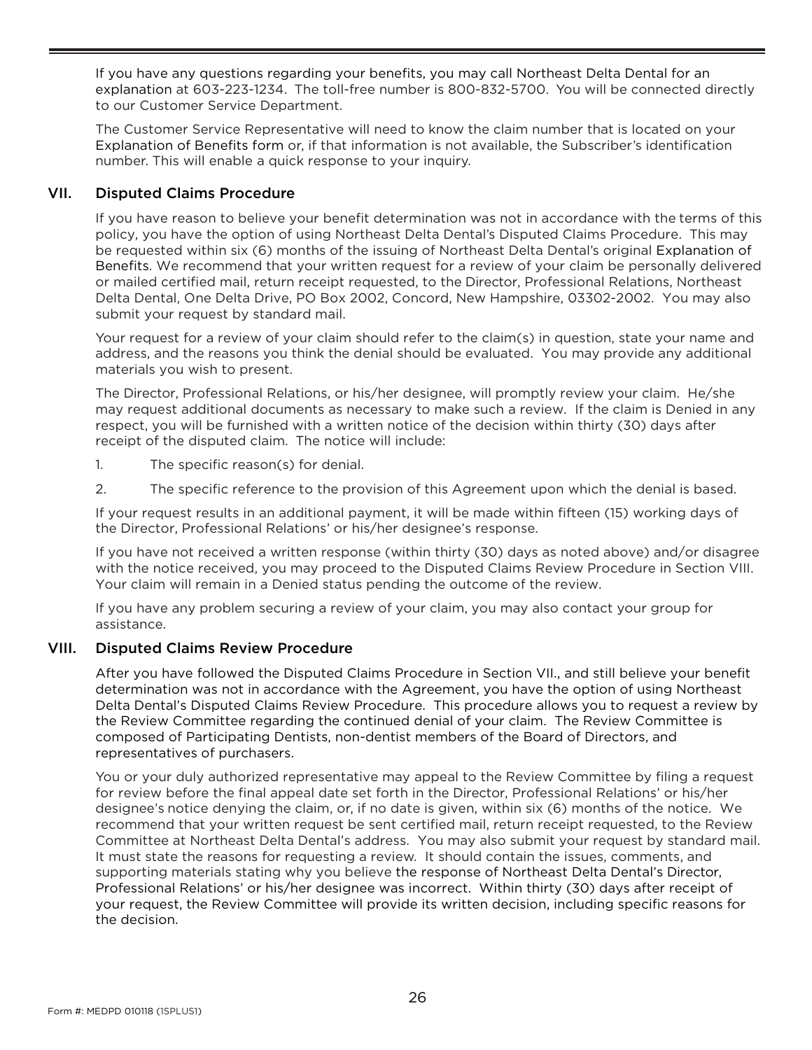If you have any questions regarding your benefits, you may call Northeast Delta Dental for an explanation at 603-223-1234. The toll-free number is 800-832-5700. You will be connected directly to our Customer Service Department.

The Customer Service Representative will need to know the claim number that is located on your Explanation of Benefits form or, if that information is not available, the Subscriber's identification number. This will enable a quick response to your inquiry.

## VII. Disputed Claims Procedure

If you have reason to believe your benefit determination was not in accordance with the terms of this policy, you have the option of using Northeast Delta Dental's Disputed Claims Procedure. This may be requested within six (6) months of the issuing of Northeast Delta Dental's original Explanation of Benefits. We recommend that your written request for a review of your claim be personally delivered or mailed certified mail, return receipt requested, to the Director, Professional Relations, Northeast Delta Dental, One Delta Drive, PO Box 2002, Concord, New Hampshire, 03302-2002. You may also submit your request by standard mail.

Your request for a review of your claim should refer to the claim(s) in question, state your name and address, and the reasons you think the denial should be evaluated. You may provide any additional materials you wish to present.

The Director, Professional Relations, or his/her designee, will promptly review your claim. He/she may request additional documents as necessary to make such a review. If the claim is Denied in any respect, you will be furnished with a written notice of the decision within thirty (30) days after receipt of the disputed claim. The notice will include:

1. The specific reason(s) for denial.
2. The specific reference to the provision of this Agreement upon which the denial is based.

If your request results in an additional payment, it will be made within fifteen (15) working days of the Director, Professional Relations' or his/her designee's response.

If you have not received a written response (within thirty (30) days as noted above) and/or disagree with the notice received, you may proceed to the Disputed Claims Review Procedure in Section VIII. Your claim will remain in a Denied status pending the outcome of the review.

If you have any problem securing a review of your claim, you may also contact your group for assistance.

## VIII. Disputed Claims Review Procedure

After you have followed the Disputed Claims Procedure in Section VII., and still believe your benefit determination was not in accordance with the Agreement, you have the option of using Northeast Delta Dental's Disputed Claims Review Procedure. This procedure allows you to request a review by the Review Committee regarding the continued denial of your claim. The Review Committee is composed of Participating Dentists, non-dentist members of the Board of Directors, and representatives of purchasers.

You or your duly authorized representative may appeal to the Review Committee by filing a request for review before the final appeal date set forth in the Director, Professional Relations' or his/her designee's notice denying the claim, or, if no date is given, within six (6) months of the notice. We recommend that your written request be sent certified mail, return receipt requested, to the Review Committee at Northeast Delta Dental's address. You may also submit your request by standard mail. It must state the reasons for requesting a review. It should contain the issues, comments, and supporting materials stating why you believe the response of Northeast Delta Dental's Director, Professional Relations' or his/her designee was incorrect. Within thirty (30) days after receipt of your request, the Review Committee will provide its written decision, including specific reasons for the decision.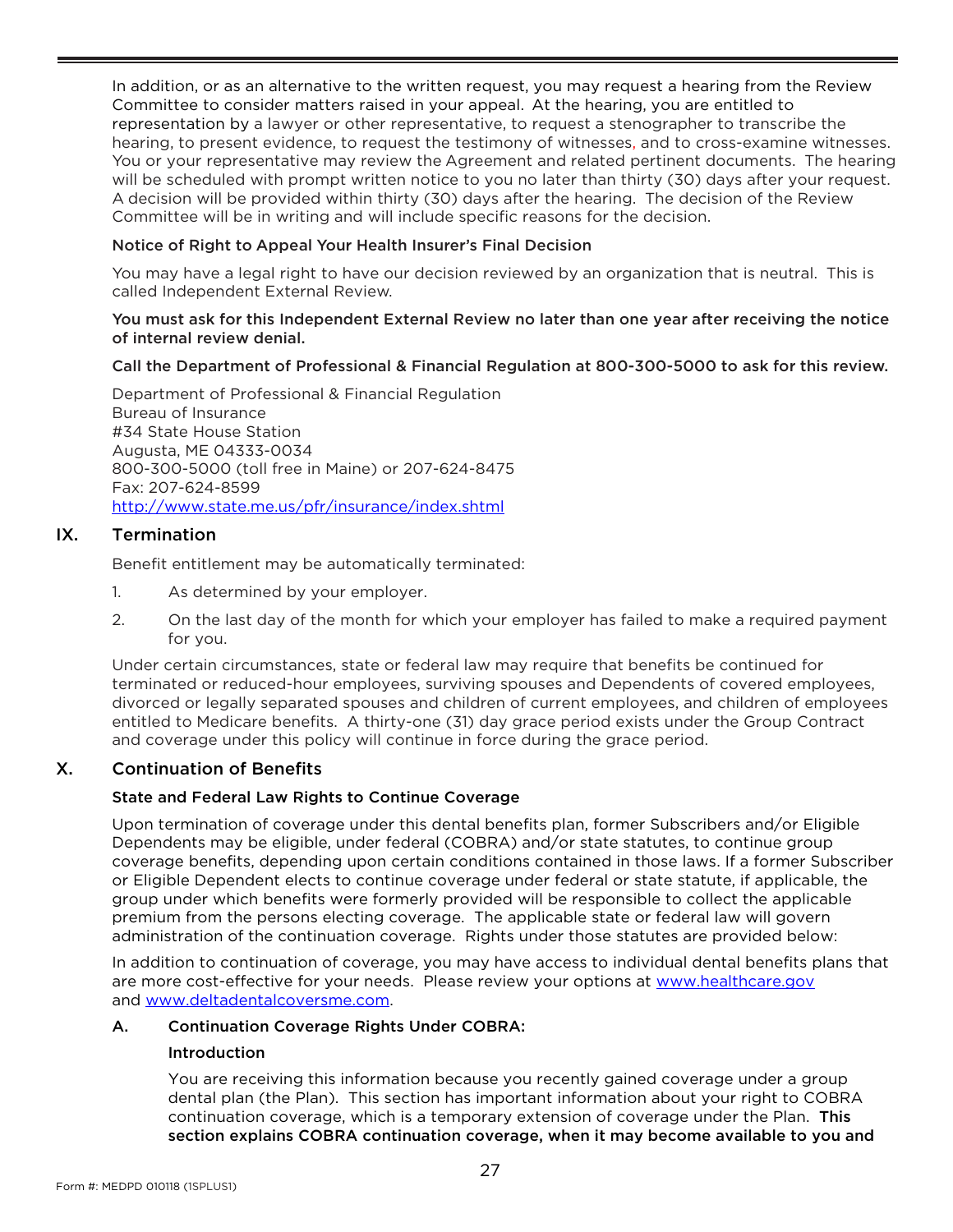In addition, or as an alternative to the written request, you may request a hearing from the Review Committee to consider matters raised in your appeal. At the hearing, you are entitled to representation by a lawyer or other representative, to request a stenographer to transcribe the hearing, to present evidence, to request the testimony of witnesses, and to cross-examine witnesses. You or your representative may review the Agreement and related pertinent documents. The hearing will be scheduled with prompt written notice to you no later than thirty (30) days after your request. A decision will be provided within thirty (30) days after the hearing. The decision of the Review Committee will be in writing and will include specific reasons for the decision.

**Notice of Right to Appeal Your Health Insurer's Final Decision**

You may have a legal right to have our decision reviewed by an organization that is neutral. This is called Independent External Review.

**You must ask for this Independent External Review no later than one year after receiving the notice of internal review denial.**

**Call the Department of Professional & Financial Regulation at 800-300-5000 to ask for this review.**

Department of Professional & Financial Regulation
Bureau of Insurance
#34 State House Station
Augusta, ME 04333-0034
800-300-5000 (toll free in Maine) or 207-624-8475
Fax: 207-624-8599
[http://www.state.me.us/pfr/insurance/index.shtml](http://www.state.me.us/pfr/insurance/index.shtml)

## IX. Termination

Benefit entitlement may be automatically terminated:

1. As determined by your employer.
2. On the last day of the month for which your employer has failed to make a required payment for you.

Under certain circumstances, state or federal law may require that benefits be continued for terminated or reduced-hour employees, surviving spouses and Dependents of covered employees, divorced or legally separated spouses and children of current employees, and children of employees entitled to Medicare benefits. A thirty-one (31) day grace period exists under the Group Contract and coverage under this policy will continue in force during the grace period.

## X. Continuation of Benefits

**State and Federal Law Rights to Continue Coverage**

Upon termination of coverage under this dental benefits plan, former Subscribers and/or Eligible Dependents may be eligible, under federal (COBRA) and/or state statutes, to continue group coverage benefits, depending upon certain conditions contained in those laws. If a former Subscriber or Eligible Dependent elects to continue coverage under federal or state statute, if applicable, the group under which benefits were formerly provided will be responsible to collect the applicable premium from the persons electing coverage. The applicable state or federal law will govern administration of the continuation coverage. Rights under those statutes are provided below:

In addition to continuation of coverage, you may have access to individual dental benefits plans that are more cost-effective for your needs. Please review your options at [www.healthcare.gov](www.healthcare.gov) and [www.deltadentalcoversme.com](www.deltadentalcoversme.com).

### A. Continuation Coverage Rights Under COBRA:

**Introduction**

You are receiving this information because you recently gained coverage under a group dental plan (the Plan). This section has important information about your right to COBRA continuation coverage, which is a temporary extension of coverage under the Plan. **This section explains COBRA continuation coverage, when it may become available to you and**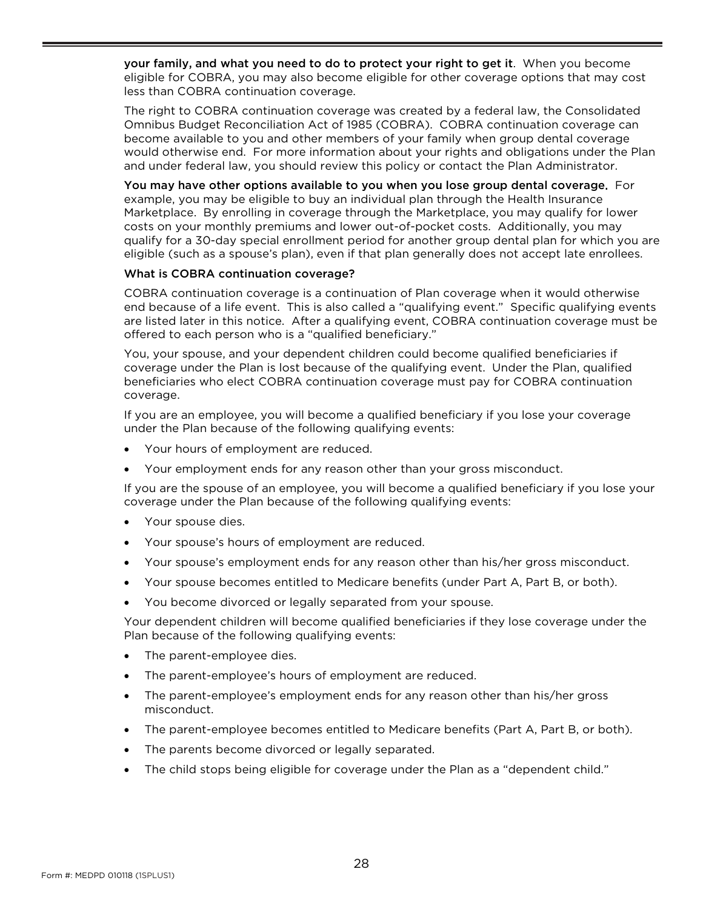**your family, and what you need to do to protect your right to get it**. When you become eligible for COBRA, you may also become eligible for other coverage options that may cost less than COBRA continuation coverage.

The right to COBRA continuation coverage was created by a federal law, the Consolidated Omnibus Budget Reconciliation Act of 1985 (COBRA). COBRA continuation coverage can become available to you and other members of your family when group dental coverage would otherwise end. For more information about your rights and obligations under the Plan and under federal law, you should review this policy or contact the Plan Administrator.

**You may have other options available to you when you lose group dental coverage.** For example, you may be eligible to buy an individual plan through the Health Insurance Marketplace. By enrolling in coverage through the Marketplace, you may qualify for lower costs on your monthly premiums and lower out-of-pocket costs. Additionally, you may qualify for a 30-day special enrollment period for another group dental plan for which you are eligible (such as a spouse's plan), even if that plan generally does not accept late enrollees.

**What is COBRA continuation coverage?**

COBRA continuation coverage is a continuation of Plan coverage when it would otherwise end because of a life event. This is also called a "qualifying event." Specific qualifying events are listed later in this notice. After a qualifying event, COBRA continuation coverage must be offered to each person who is a "qualified beneficiary."

You, your spouse, and your dependent children could become qualified beneficiaries if coverage under the Plan is lost because of the qualifying event. Under the Plan, qualified beneficiaries who elect COBRA continuation coverage must pay for COBRA continuation coverage.

If you are an employee, you will become a qualified beneficiary if you lose your coverage under the Plan because of the following qualifying events:

- Your hours of employment are reduced.
- Your employment ends for any reason other than your gross misconduct.

If you are the spouse of an employee, you will become a qualified beneficiary if you lose your coverage under the Plan because of the following qualifying events:

- Your spouse dies.
- Your spouse's hours of employment are reduced.
- Your spouse's employment ends for any reason other than his/her gross misconduct.
- Your spouse becomes entitled to Medicare benefits (under Part A, Part B, or both).
- You become divorced or legally separated from your spouse.

Your dependent children will become qualified beneficiaries if they lose coverage under the Plan because of the following qualifying events:

- The parent-employee dies.
- The parent-employee's hours of employment are reduced.
- The parent-employee's employment ends for any reason other than his/her gross misconduct.
- The parent-employee becomes entitled to Medicare benefits (Part A, Part B, or both).
- The parents become divorced or legally separated.
- The child stops being eligible for coverage under the Plan as a "dependent child."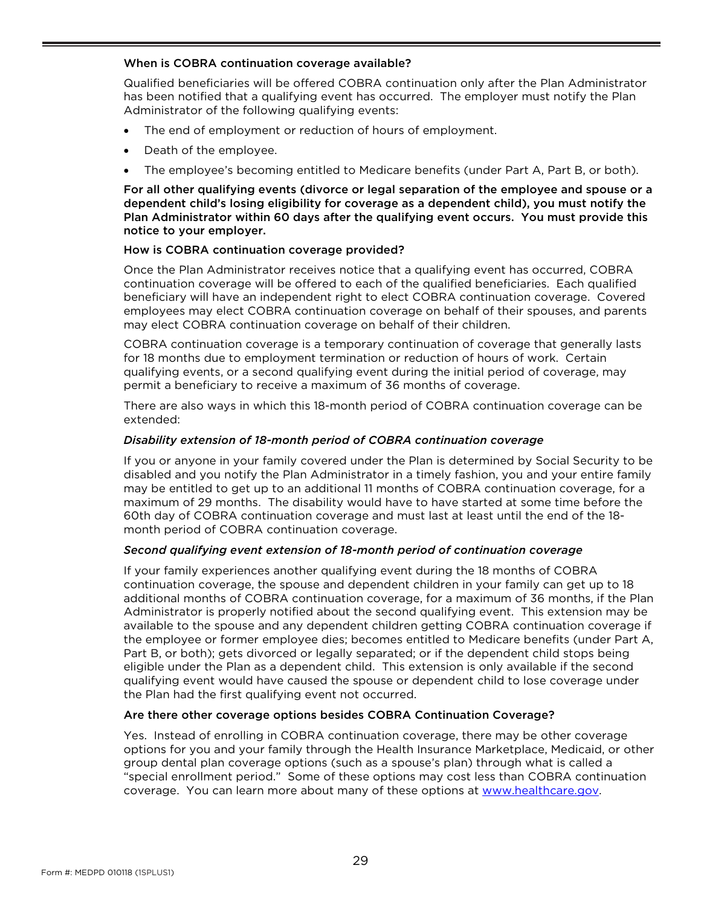### When is COBRA continuation coverage available?

Qualified beneficiaries will be offered COBRA continuation only after the Plan Administrator has been notified that a qualifying event has occurred. The employer must notify the Plan Administrator of the following qualifying events:

- The end of employment or reduction of hours of employment.
- Death of the employee.
- The employee's becoming entitled to Medicare benefits (under Part A, Part B, or both).

**For all other qualifying events (divorce or legal separation of the employee and spouse or a dependent child's losing eligibility for coverage as a dependent child), you must notify the Plan Administrator within 60 days after the qualifying event occurs. You must provide this notice to your employer.**

### How is COBRA continuation coverage provided?

Once the Plan Administrator receives notice that a qualifying event has occurred, COBRA continuation coverage will be offered to each of the qualified beneficiaries. Each qualified beneficiary will have an independent right to elect COBRA continuation coverage. Covered employees may elect COBRA continuation coverage on behalf of their spouses, and parents may elect COBRA continuation coverage on behalf of their children.

COBRA continuation coverage is a temporary continuation of coverage that generally lasts for 18 months due to employment termination or reduction of hours of work. Certain qualifying events, or a second qualifying event during the initial period of coverage, may permit a beneficiary to receive a maximum of 36 months of coverage.

There are also ways in which this 18-month period of COBRA continuation coverage can be extended:

*Disability extension of 18-month period of COBRA continuation coverage*

If you or anyone in your family covered under the Plan is determined by Social Security to be disabled and you notify the Plan Administrator in a timely fashion, you and your entire family may be entitled to get up to an additional 11 months of COBRA continuation coverage, for a maximum of 29 months. The disability would have to have started at some time before the 60th day of COBRA continuation coverage and must last at least until the end of the 18-month period of COBRA continuation coverage.

*Second qualifying event extension of 18-month period of continuation coverage*

If your family experiences another qualifying event during the 18 months of COBRA continuation coverage, the spouse and dependent children in your family can get up to 18 additional months of COBRA continuation coverage, for a maximum of 36 months, if the Plan Administrator is properly notified about the second qualifying event. This extension may be available to the spouse and any dependent children getting COBRA continuation coverage if the employee or former employee dies; becomes entitled to Medicare benefits (under Part A, Part B, or both); gets divorced or legally separated; or if the dependent child stops being eligible under the Plan as a dependent child. This extension is only available if the second qualifying event would have caused the spouse or dependent child to lose coverage under the Plan had the first qualifying event not occurred.

### Are there other coverage options besides COBRA Continuation Coverage?

Yes. Instead of enrolling in COBRA continuation coverage, there may be other coverage options for you and your family through the Health Insurance Marketplace, Medicaid, or other group dental plan coverage options (such as a spouse's plan) through what is called a "special enrollment period." Some of these options may cost less than COBRA continuation coverage. You can learn more about many of these options at www.healthcare.gov.

Form #: MEDPD 010118 (1SPLUS1)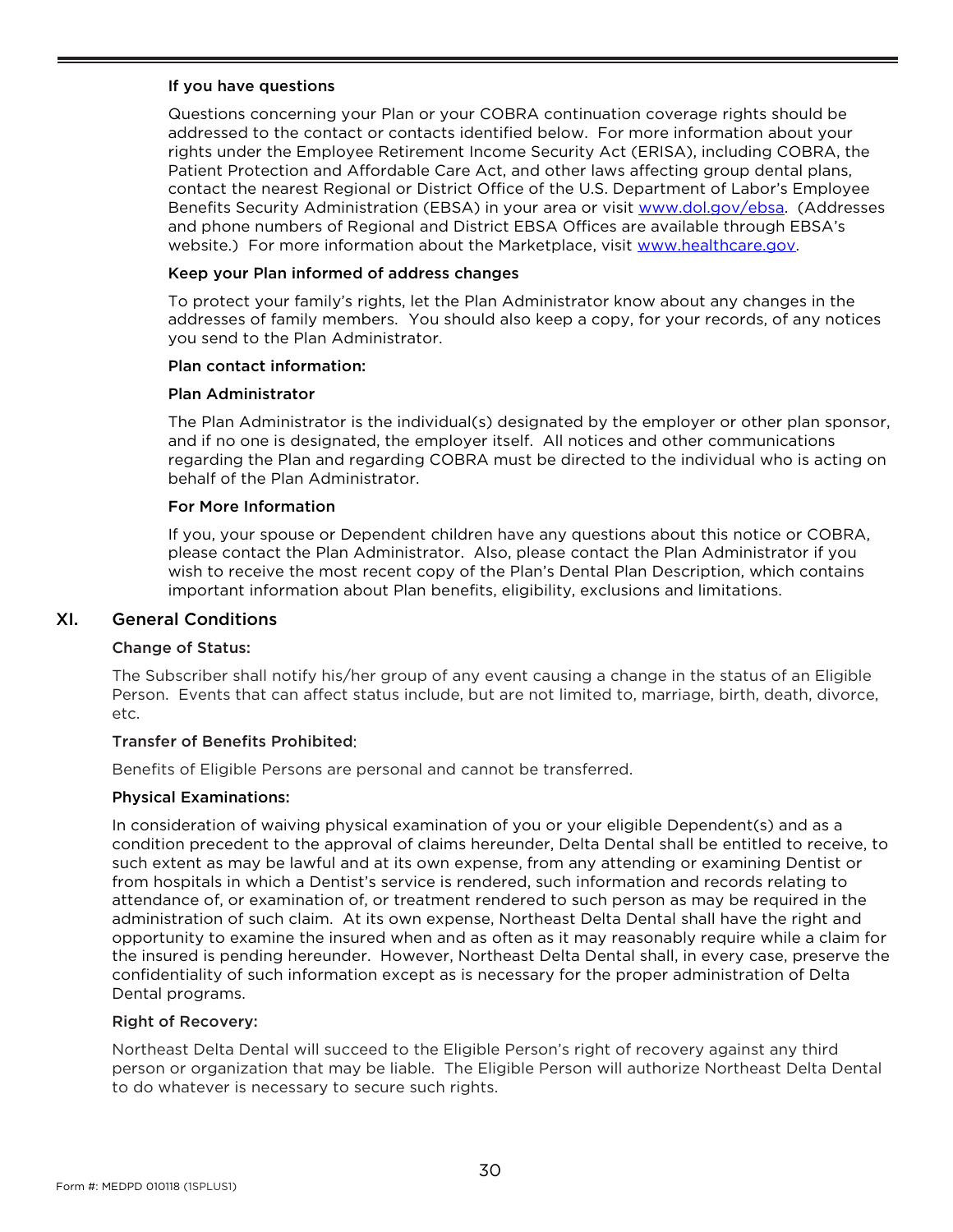#### If you have questions

Questions concerning your Plan or your COBRA continuation coverage rights should be addressed to the contact or contacts identified below. For more information about your rights under the Employee Retirement Income Security Act (ERISA), including COBRA, the Patient Protection and Affordable Care Act, and other laws affecting group dental plans, contact the nearest Regional or District Office of the U.S. Department of Labor's Employee Benefits Security Administration (EBSA) in your area or visit [www.dol.gov/ebsa](www.dol.gov/ebsa). (Addresses and phone numbers of Regional and District EBSA Offices are available through EBSA's website.) For more information about the Marketplace, visit [www.healthcare.gov](www.healthcare.gov).

#### Keep your Plan informed of address changes

To protect your family's rights, let the Plan Administrator know about any changes in the addresses of family members. You should also keep a copy, for your records, of any notices you send to the Plan Administrator.

#### Plan contact information:

#### Plan Administrator

The Plan Administrator is the individual(s) designated by the employer or other plan sponsor, and if no one is designated, the employer itself. All notices and other communications regarding the Plan and regarding COBRA must be directed to the individual who is acting on behalf of the Plan Administrator.

#### For More Information

If you, your spouse or Dependent children have any questions about this notice or COBRA, please contact the Plan Administrator. Also, please contact the Plan Administrator if you wish to receive the most recent copy of the Plan's Dental Plan Description, which contains important information about Plan benefits, eligibility, exclusions and limitations.

## XI. General Conditions

#### Change of Status:

The Subscriber shall notify his/her group of any event causing a change in the status of an Eligible Person. Events that can affect status include, but are not limited to, marriage, birth, death, divorce, etc.

#### Transfer of Benefits Prohibited:

Benefits of Eligible Persons are personal and cannot be transferred.

#### Physical Examinations:

In consideration of waiving physical examination of you or your eligible Dependent(s) and as a condition precedent to the approval of claims hereunder, Delta Dental shall be entitled to receive, to such extent as may be lawful and at its own expense, from any attending or examining Dentist or from hospitals in which a Dentist's service is rendered, such information and records relating to attendance of, or examination of, or treatment rendered to such person as may be required in the administration of such claim. At its own expense, Northeast Delta Dental shall have the right and opportunity to examine the insured when and as often as it may reasonably require while a claim for the insured is pending hereunder. However, Northeast Delta Dental shall, in every case, preserve the confidentiality of such information except as is necessary for the proper administration of Delta Dental programs.

#### Right of Recovery:

Northeast Delta Dental will succeed to the Eligible Person's right of recovery against any third person or organization that may be liable. The Eligible Person will authorize Northeast Delta Dental to do whatever is necessary to secure such rights.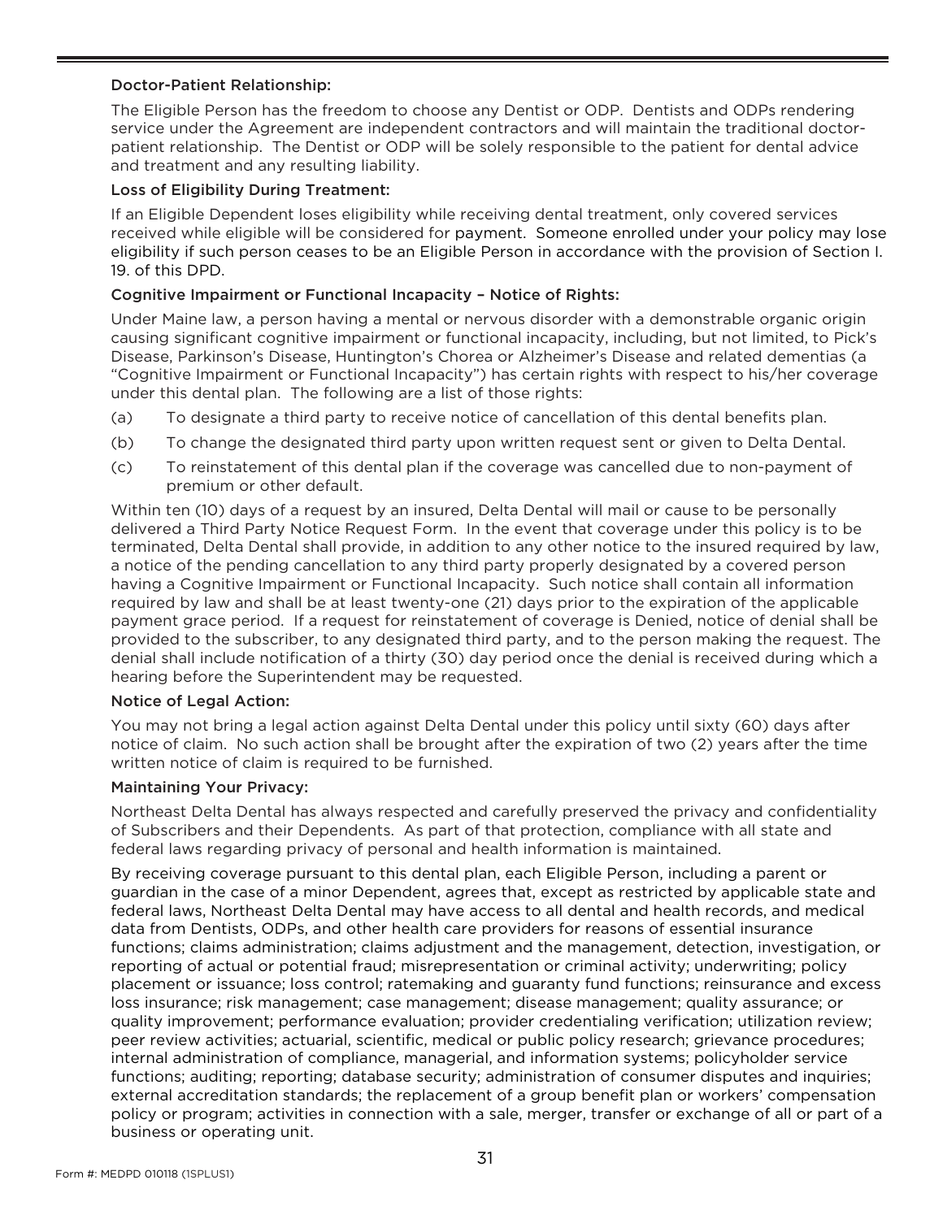**Doctor-Patient Relationship:**

The Eligible Person has the freedom to choose any Dentist or ODP. Dentists and ODPs rendering service under the Agreement are independent contractors and will maintain the traditional doctor-patient relationship. The Dentist or ODP will be solely responsible to the patient for dental advice and treatment and any resulting liability.

**Loss of Eligibility During Treatment:**

If an Eligible Dependent loses eligibility while receiving dental treatment, only covered services received while eligible will be considered for payment. Someone enrolled under your policy may lose eligibility if such person ceases to be an Eligible Person in accordance with the provision of Section I. 19. of this DPD.

**Cognitive Impairment or Functional Incapacity – Notice of Rights:**

Under Maine law, a person having a mental or nervous disorder with a demonstrable organic origin causing significant cognitive impairment or functional incapacity, including, but not limited, to Pick's Disease, Parkinson's Disease, Huntington's Chorea or Alzheimer's Disease and related dementias (a "Cognitive Impairment or Functional Incapacity") has certain rights with respect to his/her coverage under this dental plan. The following are a list of those rights:

(a) To designate a third party to receive notice of cancellation of this dental benefits plan.

(b) To change the designated third party upon written request sent or given to Delta Dental.

(c) To reinstatement of this dental plan if the coverage was cancelled due to non-payment of premium or other default.

Within ten (10) days of a request by an insured, Delta Dental will mail or cause to be personally delivered a Third Party Notice Request Form. In the event that coverage under this policy is to be terminated, Delta Dental shall provide, in addition to any other notice to the insured required by law, a notice of the pending cancellation to any third party properly designated by a covered person having a Cognitive Impairment or Functional Incapacity. Such notice shall contain all information required by law and shall be at least twenty-one (21) days prior to the expiration of the applicable payment grace period. If a request for reinstatement of coverage is Denied, notice of denial shall be provided to the subscriber, to any designated third party, and to the person making the request. The denial shall include notification of a thirty (30) day period once the denial is received during which a hearing before the Superintendent may be requested.

**Notice of Legal Action:**

You may not bring a legal action against Delta Dental under this policy until sixty (60) days after notice of claim. No such action shall be brought after the expiration of two (2) years after the time written notice of claim is required to be furnished.

**Maintaining Your Privacy:**

Northeast Delta Dental has always respected and carefully preserved the privacy and confidentiality of Subscribers and their Dependents. As part of that protection, compliance with all state and federal laws regarding privacy of personal and health information is maintained.

By receiving coverage pursuant to this dental plan, each Eligible Person, including a parent or guardian in the case of a minor Dependent, agrees that, except as restricted by applicable state and federal laws, Northeast Delta Dental may have access to all dental and health records, and medical data from Dentists, ODPs, and other health care providers for reasons of essential insurance functions; claims administration; claims adjustment and the management, detection, investigation, or reporting of actual or potential fraud; misrepresentation or criminal activity; underwriting; policy placement or issuance; loss control; ratemaking and guaranty fund functions; reinsurance and excess loss insurance; risk management; case management; disease management; quality assurance; or quality improvement; performance evaluation; provider credentialing verification; utilization review; peer review activities; actuarial, scientific, medical or public policy research; grievance procedures; internal administration of compliance, managerial, and information systems; policyholder service functions; auditing; reporting; database security; administration of consumer disputes and inquiries; external accreditation standards; the replacement of a group benefit plan or workers' compensation policy or program; activities in connection with a sale, merger, transfer or exchange of all or part of a business or operating unit.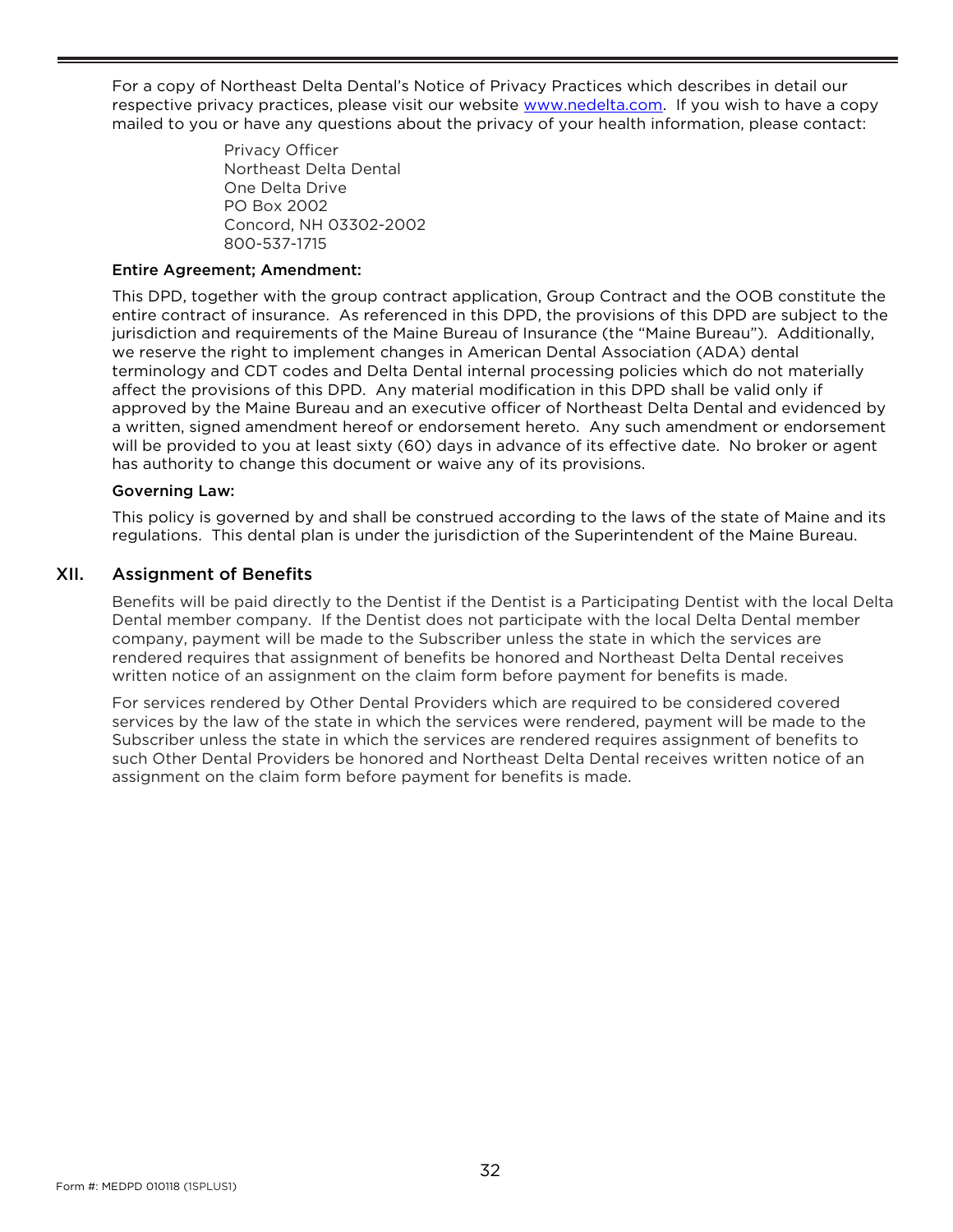For a copy of Northeast Delta Dental's Notice of Privacy Practices which describes in detail our respective privacy practices, please visit our website www.nedelta.com. If you wish to have a copy mailed to you or have any questions about the privacy of your health information, please contact:

Privacy Officer
Northeast Delta Dental
One Delta Drive
PO Box 2002
Concord, NH 03302-2002
800-537-1715

**Entire Agreement; Amendment:**

This DPD, together with the group contract application, Group Contract and the OOB constitute the entire contract of insurance. As referenced in this DPD, the provisions of this DPD are subject to the jurisdiction and requirements of the Maine Bureau of Insurance (the "Maine Bureau"). Additionally, we reserve the right to implement changes in American Dental Association (ADA) dental terminology and CDT codes and Delta Dental internal processing policies which do not materially affect the provisions of this DPD. Any material modification in this DPD shall be valid only if approved by the Maine Bureau and an executive officer of Northeast Delta Dental and evidenced by a written, signed amendment hereof or endorsement hereto. Any such amendment or endorsement will be provided to you at least sixty (60) days in advance of its effective date. No broker or agent has authority to change this document or waive any of its provisions.

**Governing Law:**

This policy is governed by and shall be construed according to the laws of the state of Maine and its regulations. This dental plan is under the jurisdiction of the Superintendent of the Maine Bureau.

## XII. Assignment of Benefits

Benefits will be paid directly to the Dentist if the Dentist is a Participating Dentist with the local Delta Dental member company. If the Dentist does not participate with the local Delta Dental member company, payment will be made to the Subscriber unless the state in which the services are rendered requires that assignment of benefits be honored and Northeast Delta Dental receives written notice of an assignment on the claim form before payment for benefits is made.

For services rendered by Other Dental Providers which are required to be considered covered services by the law of the state in which the services were rendered, payment will be made to the Subscriber unless the state in which the services are rendered requires assignment of benefits to such Other Dental Providers be honored and Northeast Delta Dental receives written notice of an assignment on the claim form before payment for benefits is made.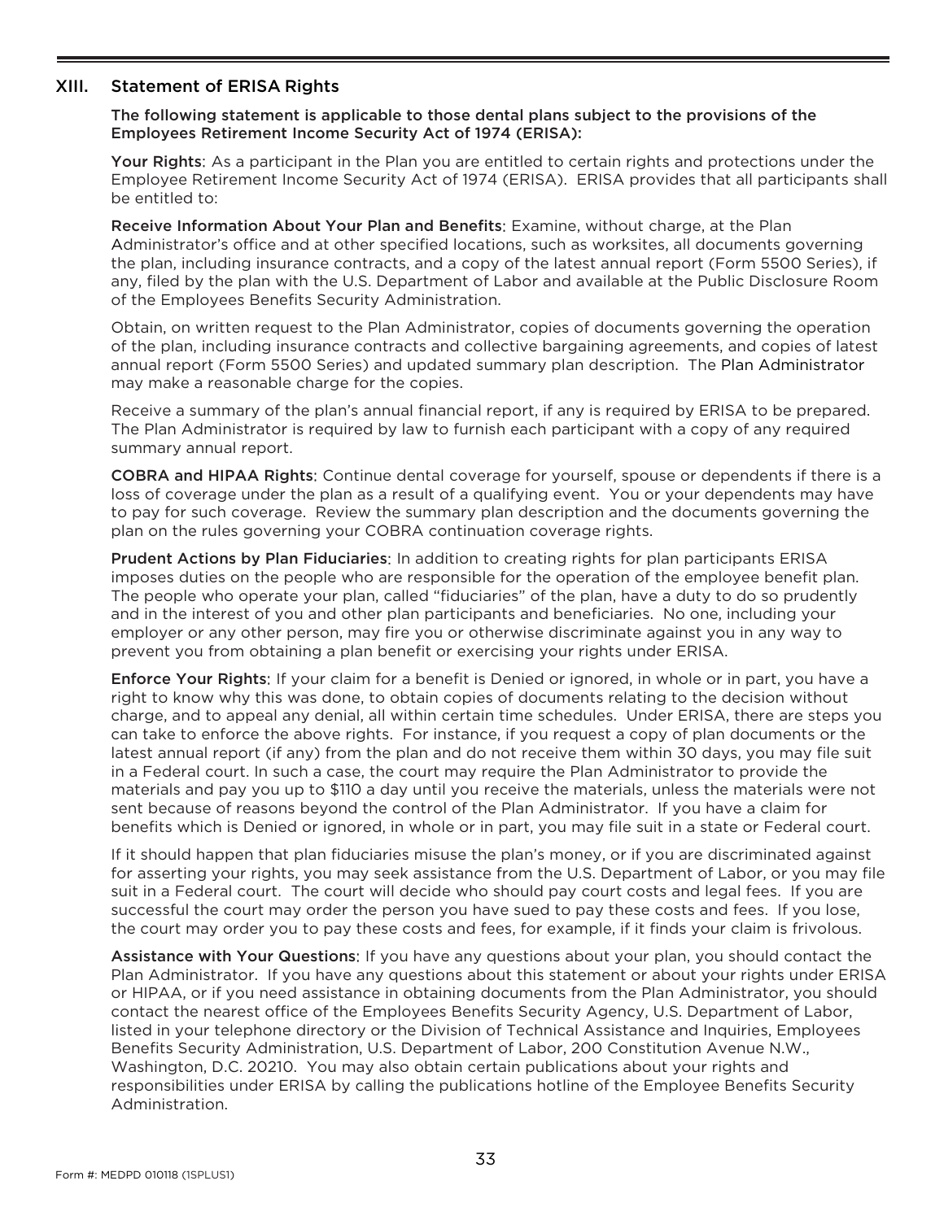## XIII. Statement of ERISA Rights

**The following statement is applicable to those dental plans subject to the provisions of the Employees Retirement Income Security Act of 1974 (ERISA):**

**Your Rights**: As a participant in the Plan you are entitled to certain rights and protections under the Employee Retirement Income Security Act of 1974 (ERISA). ERISA provides that all participants shall be entitled to:

**Receive Information About Your Plan and Benefits**: Examine, without charge, at the Plan Administrator's office and at other specified locations, such as worksites, all documents governing the plan, including insurance contracts, and a copy of the latest annual report (Form 5500 Series), if any, filed by the plan with the U.S. Department of Labor and available at the Public Disclosure Room of the Employees Benefits Security Administration.

Obtain, on written request to the Plan Administrator, copies of documents governing the operation of the plan, including insurance contracts and collective bargaining agreements, and copies of latest annual report (Form 5500 Series) and updated summary plan description. The Plan Administrator may make a reasonable charge for the copies.

Receive a summary of the plan's annual financial report, if any is required by ERISA to be prepared. The Plan Administrator is required by law to furnish each participant with a copy of any required summary annual report.

**COBRA and HIPAA Rights**: Continue dental coverage for yourself, spouse or dependents if there is a loss of coverage under the plan as a result of a qualifying event. You or your dependents may have to pay for such coverage. Review the summary plan description and the documents governing the plan on the rules governing your COBRA continuation coverage rights.

**Prudent Actions by Plan Fiduciaries**: In addition to creating rights for plan participants ERISA imposes duties on the people who are responsible for the operation of the employee benefit plan. The people who operate your plan, called "fiduciaries" of the plan, have a duty to do so prudently and in the interest of you and other plan participants and beneficiaries. No one, including your employer or any other person, may fire you or otherwise discriminate against you in any way to prevent you from obtaining a plan benefit or exercising your rights under ERISA.

**Enforce Your Rights**: If your claim for a benefit is Denied or ignored, in whole or in part, you have a right to know why this was done, to obtain copies of documents relating to the decision without charge, and to appeal any denial, all within certain time schedules. Under ERISA, there are steps you can take to enforce the above rights. For instance, if you request a copy of plan documents or the latest annual report (if any) from the plan and do not receive them within 30 days, you may file suit in a Federal court. In such a case, the court may require the Plan Administrator to provide the materials and pay you up to $110 a day until you receive the materials, unless the materials were not sent because of reasons beyond the control of the Plan Administrator. If you have a claim for benefits which is Denied or ignored, in whole or in part, you may file suit in a state or Federal court.

If it should happen that plan fiduciaries misuse the plan's money, or if you are discriminated against for asserting your rights, you may seek assistance from the U.S. Department of Labor, or you may file suit in a Federal court. The court will decide who should pay court costs and legal fees. If you are successful the court may order the person you have sued to pay these costs and fees. If you lose, the court may order you to pay these costs and fees, for example, if it finds your claim is frivolous.

**Assistance with Your Questions**: If you have any questions about your plan, you should contact the Plan Administrator. If you have any questions about this statement or about your rights under ERISA or HIPAA, or if you need assistance in obtaining documents from the Plan Administrator, you should contact the nearest office of the Employees Benefits Security Agency, U.S. Department of Labor, listed in your telephone directory or the Division of Technical Assistance and Inquiries, Employees Benefits Security Administration, U.S. Department of Labor, 200 Constitution Avenue N.W., Washington, D.C. 20210. You may also obtain certain publications about your rights and responsibilities under ERISA by calling the publications hotline of the Employee Benefits Security Administration.

Form #: MEDPD 010118 (1SPLUS1)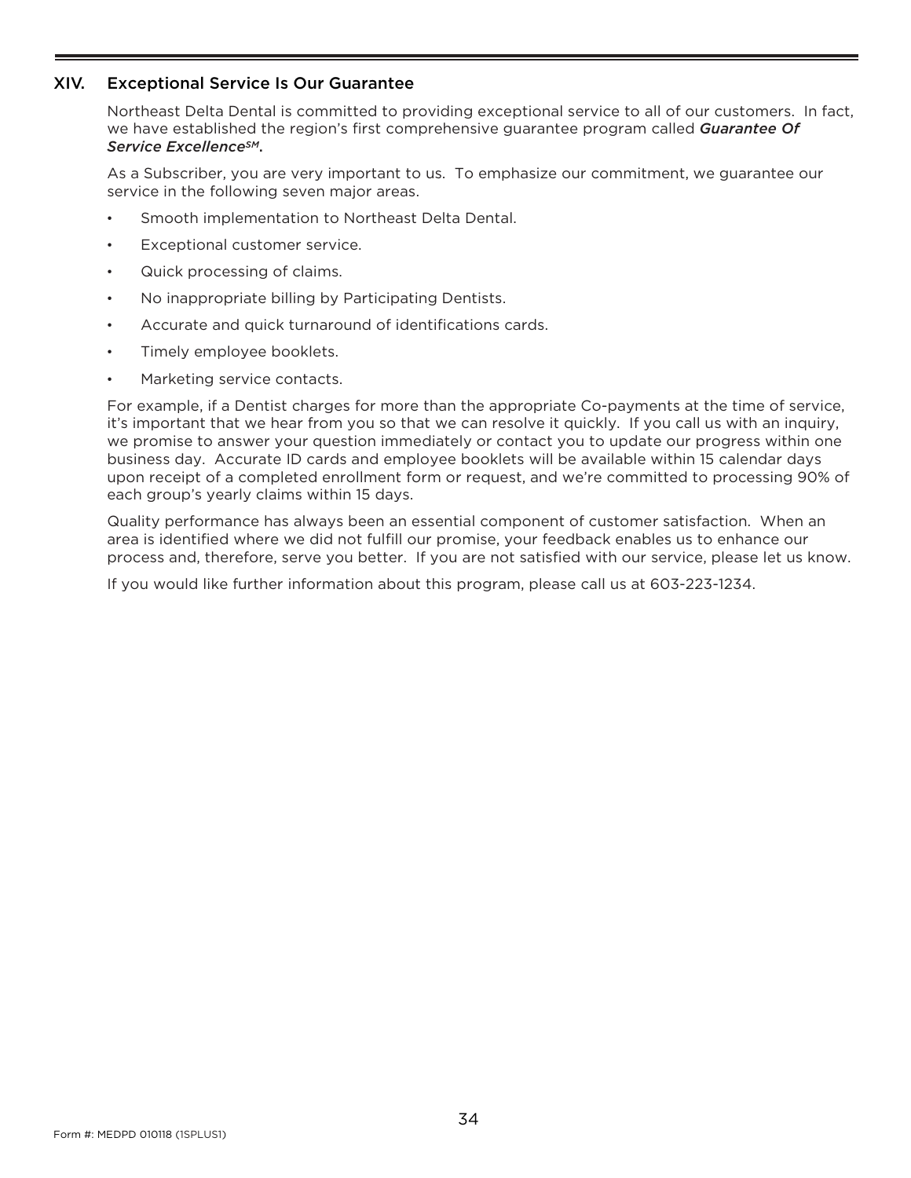## XIV. Exceptional Service Is Our Guarantee

Northeast Delta Dental is committed to providing exceptional service to all of our customers. In fact, we have established the region's first comprehensive guarantee program called ***Guarantee Of Service Excellence*** SM.

As a Subscriber, you are very important to us. To emphasize our commitment, we guarantee our service in the following seven major areas.

- Smooth implementation to Northeast Delta Dental.
- Exceptional customer service.
- Quick processing of claims.
- No inappropriate billing by Participating Dentists.
- Accurate and quick turnaround of identifications cards.
- Timely employee booklets.
- Marketing service contacts.

For example, if a Dentist charges for more than the appropriate Co-payments at the time of service, it's important that we hear from you so that we can resolve it quickly. If you call us with an inquiry, we promise to answer your question immediately or contact you to update our progress within one business day. Accurate ID cards and employee booklets will be available within 15 calendar days upon receipt of a completed enrollment form or request, and we're committed to processing 90% of each group's yearly claims within 15 days.

Quality performance has always been an essential component of customer satisfaction. When an area is identified where we did not fulfill our promise, your feedback enables us to enhance our process and, therefore, serve you better. If you are not satisfied with our service, please let us know.

If you would like further information about this program, please call us at 603-223-1234.

Form #: MEDPD 010118 (1SPLUS1)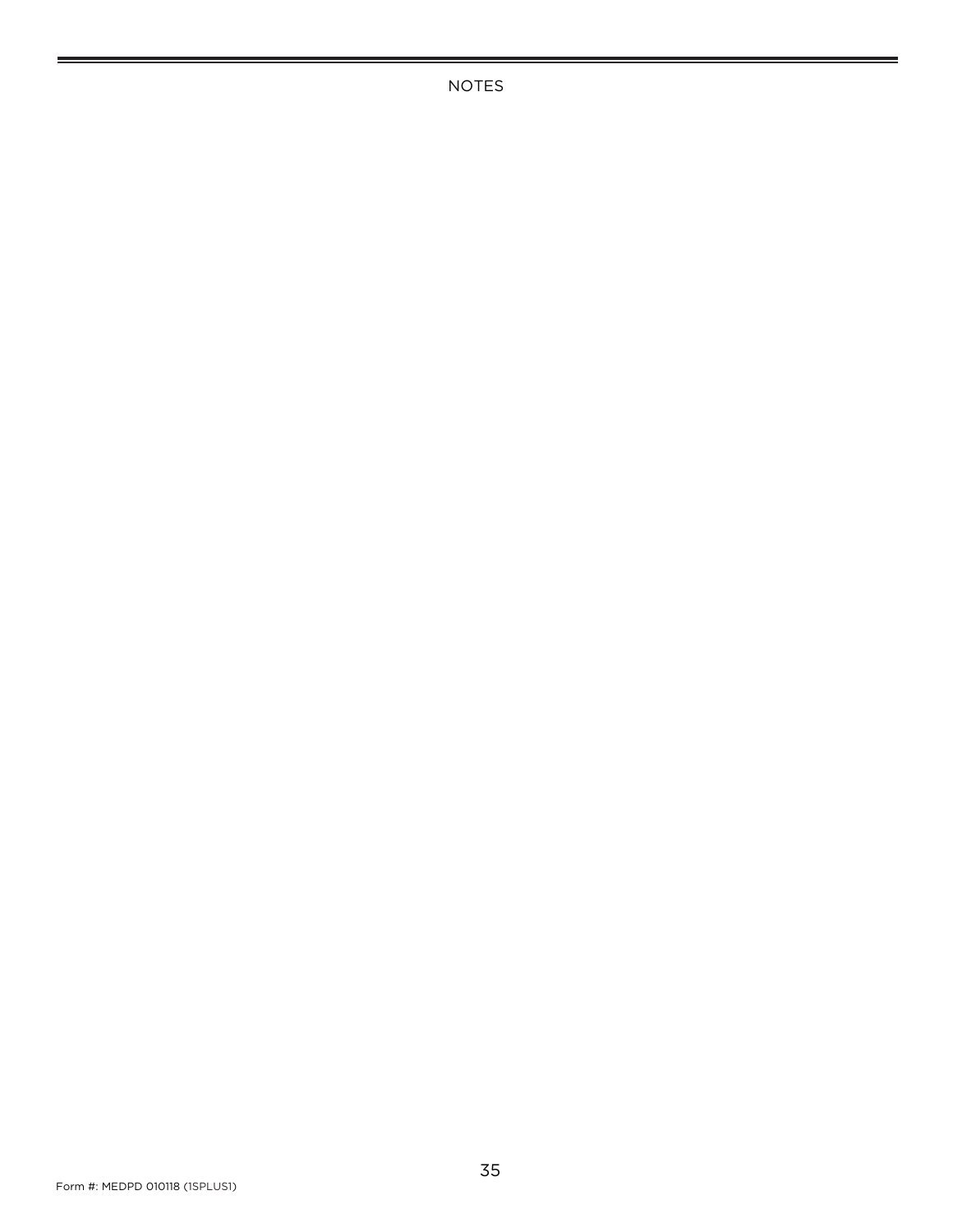NOTES

Form #: MEDPD 010118 (1SPLUS1)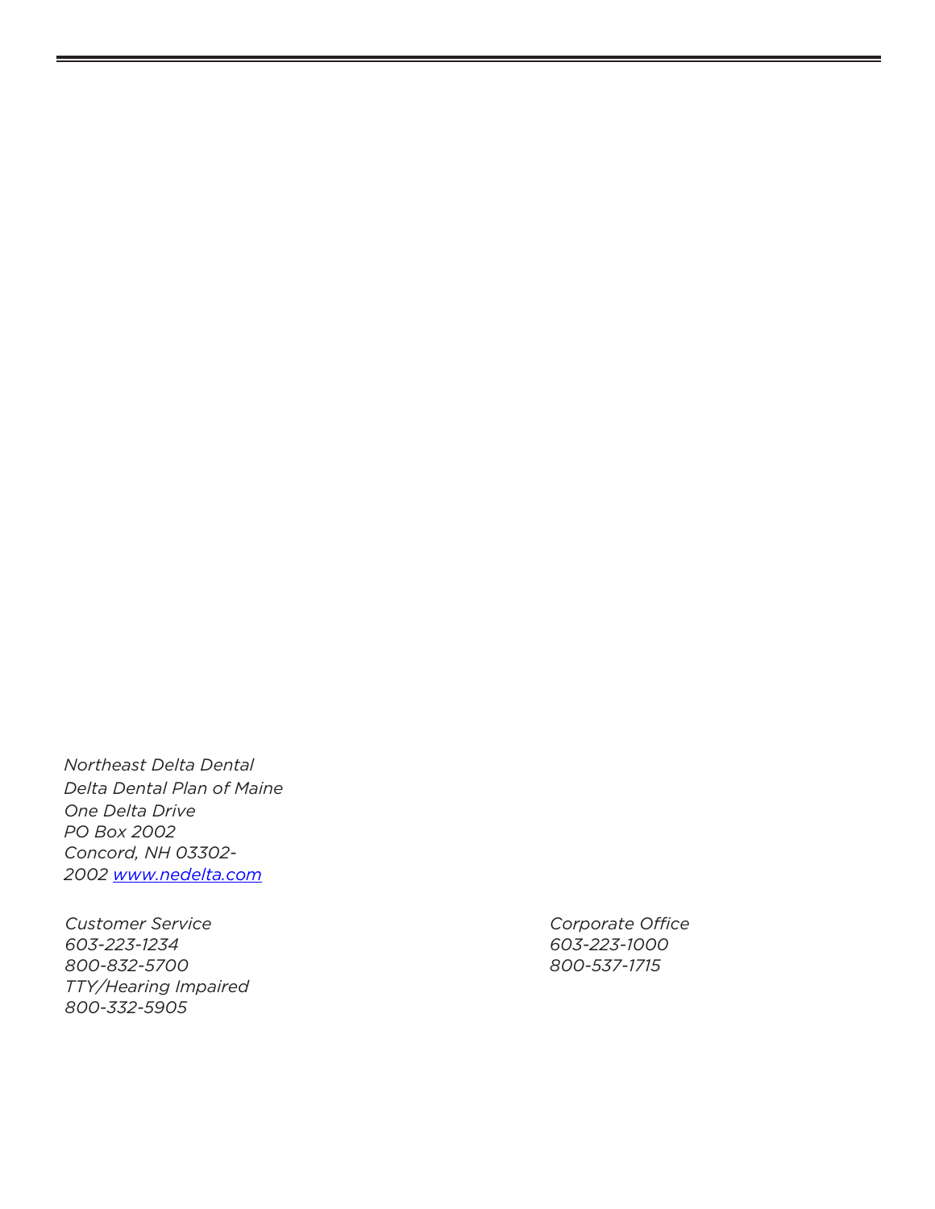*Northeast Delta Dental*
*Delta Dental Plan of Maine*
*One Delta Drive*
*PO Box 2002*
*Concord, NH 03302-2002 [www.nedelta.com](http://www.nedelta.com)*

*Customer Service*
*603-223-1234*
*800-832-5700*
*TTY/Hearing Impaired*
*800-332-5905*

*Corporate Office*
*603-223-1000*
*800-537-1715*